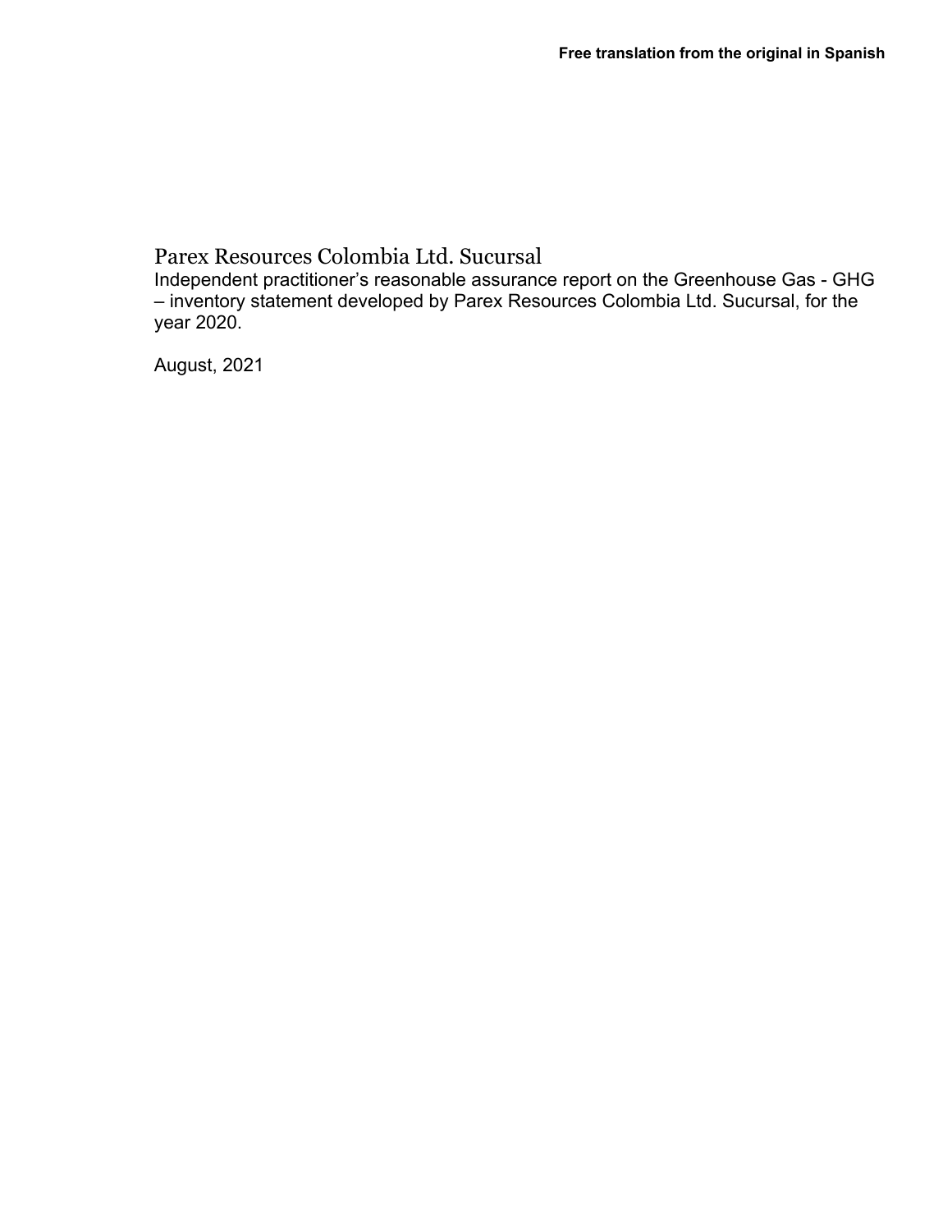**Free translation from the original in Spanish**

# Parex Resources Colombia Ltd. Sucursal

Independent practitioner's reasonable assurance report on the Greenhouse Gas - GHG – inventory statement developed by Parex Resources Colombia Ltd. Sucursal, for the year 2020.

August, 2021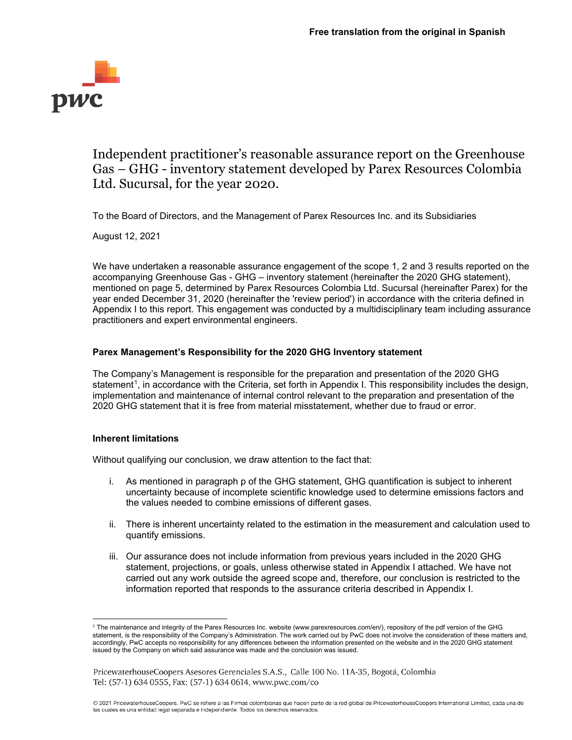**Free translation from the original in Spanish**

# Independent practitioner's reasonable assurance report on the Greenhouse Gas – GHG - inventory statement developed by Parex Resources Colombia Ltd. Sucursal, for the year 2020.

To the Board of Directors, and the Management of Parex Resources Inc. and its Subsidiaries

August 12, 2021

We have undertaken a reasonable assurance engagement of the scope 1, 2 and 3 results reported on the accompanying Greenhouse Gas - GHG – inventory statement (hereinafter the 2020 GHG statement), mentioned on page 5, determined by Parex Resources Colombia Ltd. Sucursal (hereinafter Parex) for the year ended December 31, 2020 (hereinafter the 'review period') in accordance with the criteria defined in Appendix I to this report. This engagement was conducted by a multidisciplinary team including assurance practitioners and expert environmental engineers.

### Parex Management's Responsibility for the 2020 GHG Inventory statement

The Company's Management is responsible for the preparation and presentation of the 2020 GHG statement[1], in accordance with the Criteria, set forth in Appendix I. This responsibility includes the design, implementation and maintenance of internal control relevant to the preparation and presentation of the 2020 GHG statement that it is free from material misstatement, whether due to fraud or error.

### Inherent limitations

Without qualifying our conclusion, we draw attention to the fact that:

i. As mentioned in paragraph p of the GHG statement, GHG quantification is subject to inherent uncertainty because of incomplete scientific knowledge used to determine emissions factors and the values needed to combine emissions of different gases.

ii. There is inherent uncertainty related to the estimation in the measurement and calculation used to quantify emissions.

iii. Our assurance does not include information from previous years included in the 2020 GHG statement, projections, or goals, unless otherwise stated in Appendix I attached. We have not carried out any work outside the agreed scope and, therefore, our conclusion is restricted to the information reported that responds to the assurance criteria described in Appendix I.

[1] The maintenance and integrity of the Parex Resources Inc. website (www.parexresources.com/en/), repository of the pdf version of the GHG statement, is the responsibility of the Company's Administration. The work carried out by PwC does not involve the consideration of these matters and, accordingly, PwC accepts no responsibility for any differences between the information presented on the website and in the 2020 GHG statement issued by the Company on which said assurance was made and the conclusion was issued.

PricewaterhouseCoopers Asesores Gerenciales S.A.S., Calle 100 No. 11A-35, Bogotá, Colombia
Tel: (57-1) 634 0555, Fax: (57-1) 634 0614, www.pwc.com/co

© 2021 PricewaterhouseCoopers. PwC se refiere a las Firmas colombianas que hacen parte de la red global de PricewaterhouseCoopers International Limited, cada una de las cuales es una entidad legal separada e independiente. Todos los derechos reservados.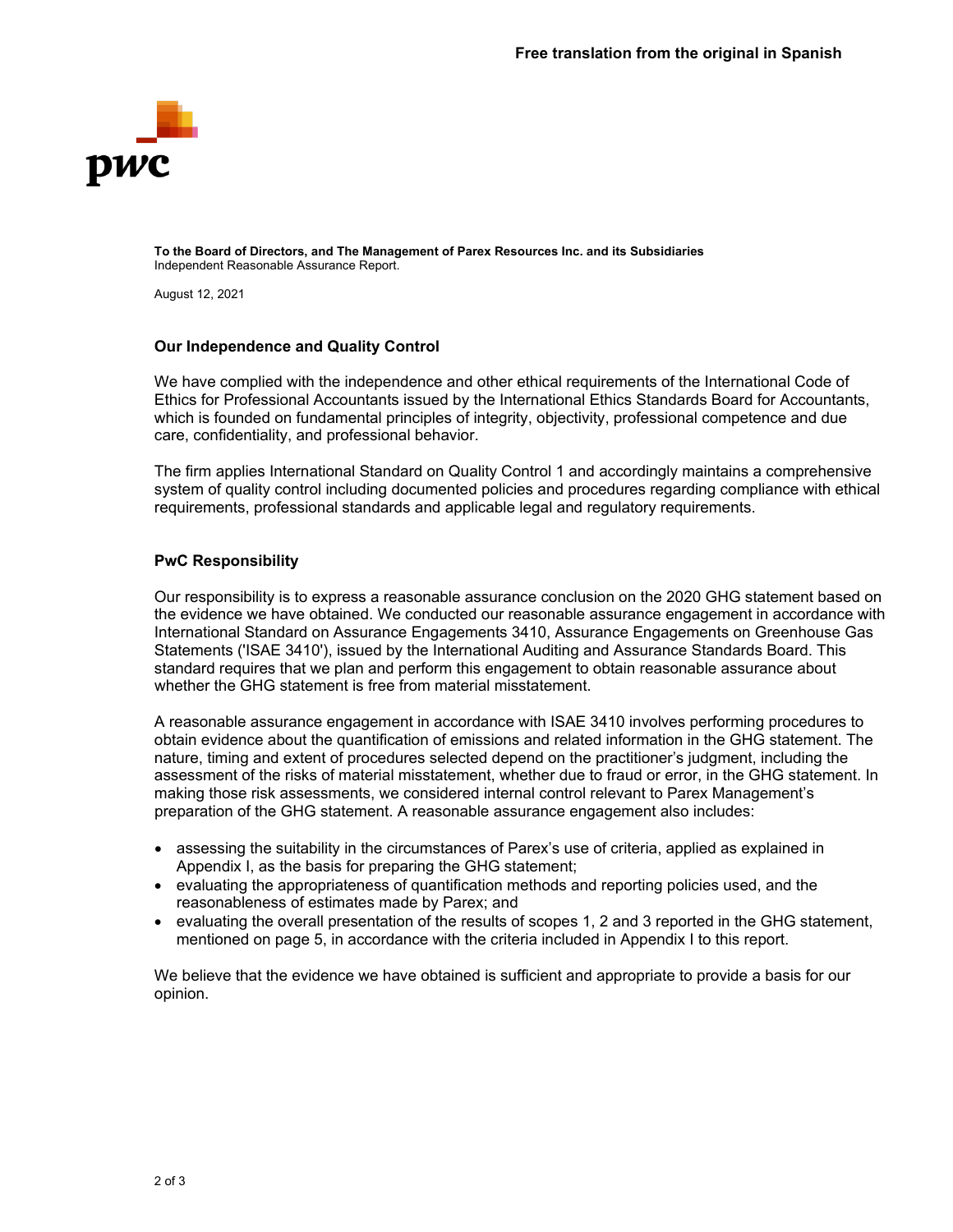**Free translation from the original in Spanish**

**To the Board of Directors, and The Management of Parex Resources Inc. and its Subsidiaries**
Independent Reasonable Assurance Report.

August 12, 2021

### Our Independence and Quality Control

We have complied with the independence and other ethical requirements of the International Code of Ethics for Professional Accountants issued by the International Ethics Standards Board for Accountants, which is founded on fundamental principles of integrity, objectivity, professional competence and due care, confidentiality, and professional behavior.

The firm applies International Standard on Quality Control 1 and accordingly maintains a comprehensive system of quality control including documented policies and procedures regarding compliance with ethical requirements, professional standards and applicable legal and regulatory requirements.

### PwC Responsibility

Our responsibility is to express a reasonable assurance conclusion on the 2020 GHG statement based on the evidence we have obtained. We conducted our reasonable assurance engagement in accordance with International Standard on Assurance Engagements 3410, Assurance Engagements on Greenhouse Gas Statements ('ISAE 3410'), issued by the International Auditing and Assurance Standards Board. This standard requires that we plan and perform this engagement to obtain reasonable assurance about whether the GHG statement is free from material misstatement.

A reasonable assurance engagement in accordance with ISAE 3410 involves performing procedures to obtain evidence about the quantification of emissions and related information in the GHG statement. The nature, timing and extent of procedures selected depend on the practitioner's judgment, including the assessment of the risks of material misstatement, whether due to fraud or error, in the GHG statement. In making those risk assessments, we considered internal control relevant to Parex Management's preparation of the GHG statement. A reasonable assurance engagement also includes:

- assessing the suitability in the circumstances of Parex's use of criteria, applied as explained in Appendix I, as the basis for preparing the GHG statement;
- evaluating the appropriateness of quantification methods and reporting policies used, and the reasonableness of estimates made by Parex; and
- evaluating the overall presentation of the results of scopes 1, 2 and 3 reported in the GHG statement, mentioned on page 5, in accordance with the criteria included in Appendix I to this report.

We believe that the evidence we have obtained is sufficient and appropriate to provide a basis for our opinion.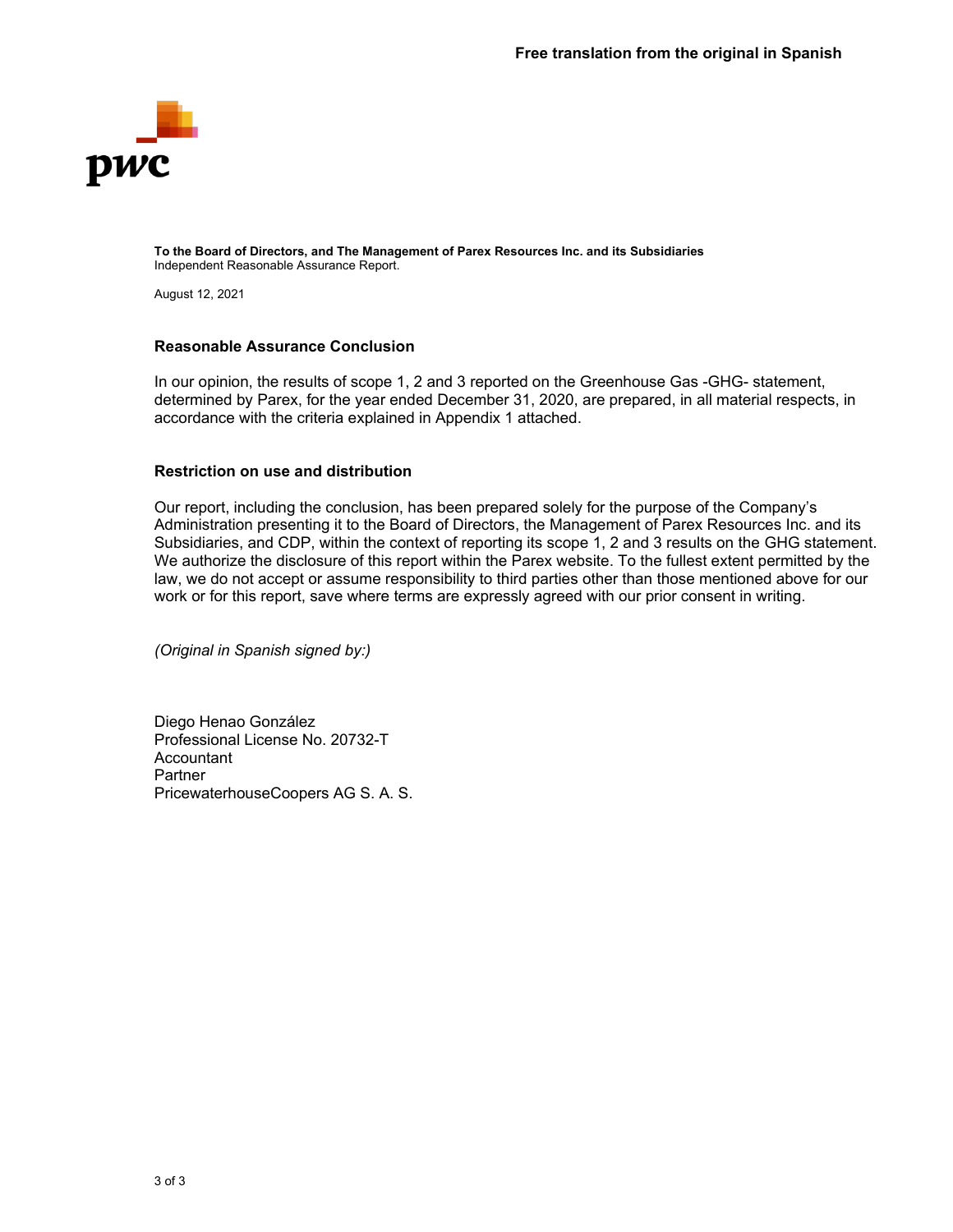**Free translation from the original in Spanish**

**To the Board of Directors, and The Management of Parex Resources Inc. and its Subsidiaries**
Independent Reasonable Assurance Report.

August 12, 2021

## Reasonable Assurance Conclusion

In our opinion, the results of scope 1, 2 and 3 reported on the Greenhouse Gas -GHG- statement, determined by Parex, for the year ended December 31, 2020, are prepared, in all material respects, in accordance with the criteria explained in Appendix 1 attached.

## Restriction on use and distribution

Our report, including the conclusion, has been prepared solely for the purpose of the Company's Administration presenting it to the Board of Directors, the Management of Parex Resources Inc. and its Subsidiaries, and CDP, within the context of reporting its scope 1, 2 and 3 results on the GHG statement. We authorize the disclosure of this report within the Parex website. To the fullest extent permitted by the law, we do not accept or assume responsibility to third parties other than those mentioned above for our work or for this report, save where terms are expressly agreed with our prior consent in writing.

*(Original in Spanish signed by:)*

Diego Henao González
Professional License No. 20732-T
Accountant
Partner
PricewaterhouseCoopers AG S. A. S.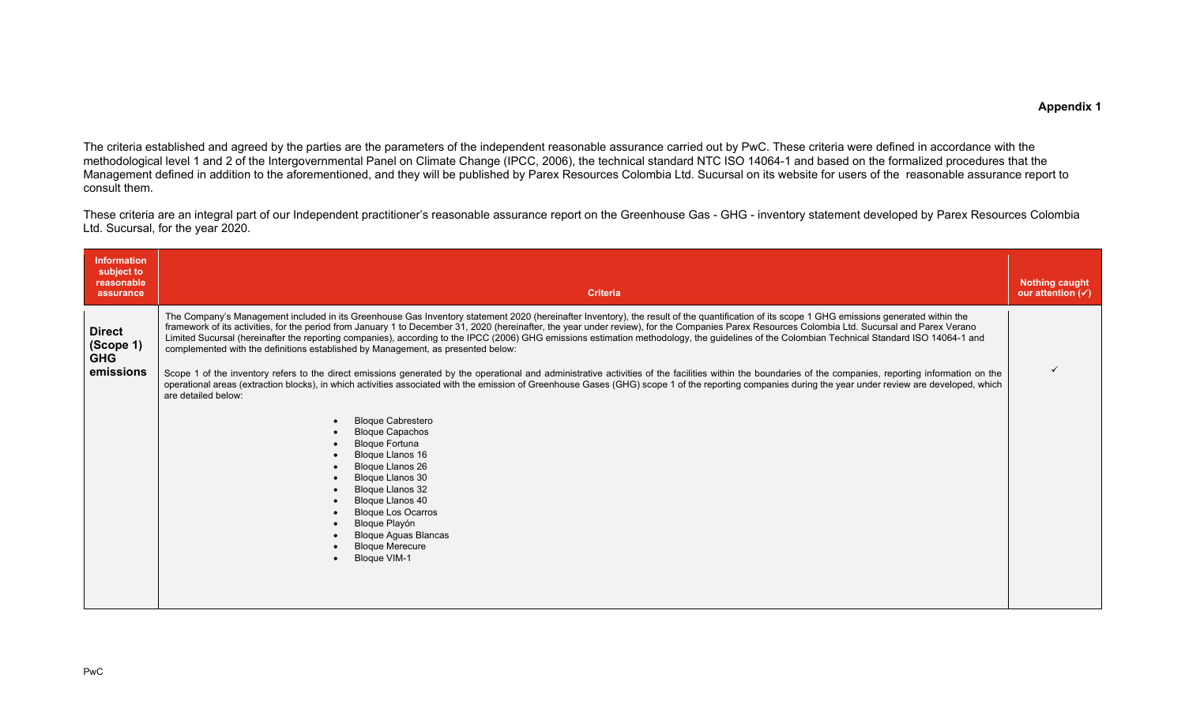**Appendix 1**

The criteria established and agreed by the parties are the parameters of the independent reasonable assurance carried out by PwC. These criteria were defined in accordance with the methodological level 1 and 2 of the Intergovernmental Panel on Climate Change (IPCC, 2006), the technical standard NTC ISO 14064-1 and based on the formalized procedures that the Management defined in addition to the aforementioned, and they will be published by Parex Resources Colombia Ltd. Sucursal on its website for users of the reasonable assurance report to consult them.

These criteria are an integral part of our Independent practitioner's reasonable assurance report on the Greenhouse Gas - GHG - inventory statement developed by Parex Resources Colombia Ltd. Sucursal, for the year 2020.

| Information subject to reasonable assurance | Criteria | Nothing caught our attention (✓) |
|---|---|---|
| **Direct (Scope 1) GHG emissions** | The Company's Management included in its Greenhouse Gas Inventory statement 2020 (hereinafter Inventory), the result of the quantification of its scope 1 GHG emissions generated within the framework of its activities, for the period from January 1 to December 31, 2020 (hereinafter, the year under review), for the Companies Parex Resources Colombia Ltd. Sucursal and Parex Verano Limited Sucursal (hereinafter the reporting companies), according to the IPCC (2006) GHG emissions estimation methodology, the guidelines of the Colombian Technical Standard ISO 14064-1 and complemented with the definitions established by Management, as presented below:<br><br>Scope 1 of the inventory refers to the direct emissions generated by the operational and administrative activities of the facilities within the boundaries of the companies, reporting information on the operational areas (extraction blocks), in which activities associated with the emission of Greenhouse Gases (GHG) scope 1 of the reporting companies during the year under review are developed, which are detailed below:<br><br>• Bloque Cabrestero<br>• Bloque Capachos<br>• Bloque Fortuna<br>• Bloque Llanos 16<br>• Bloque Llanos 26<br>• Bloque Llanos 30<br>• Bloque Llanos 32<br>• Bloque Llanos 40<br>• Bloque Los Ocarros<br>• Bloque Playón<br>• Bloque Aguas Blancas<br>• Bloque Merecure<br>• Bloque VIM-1 | ✓ |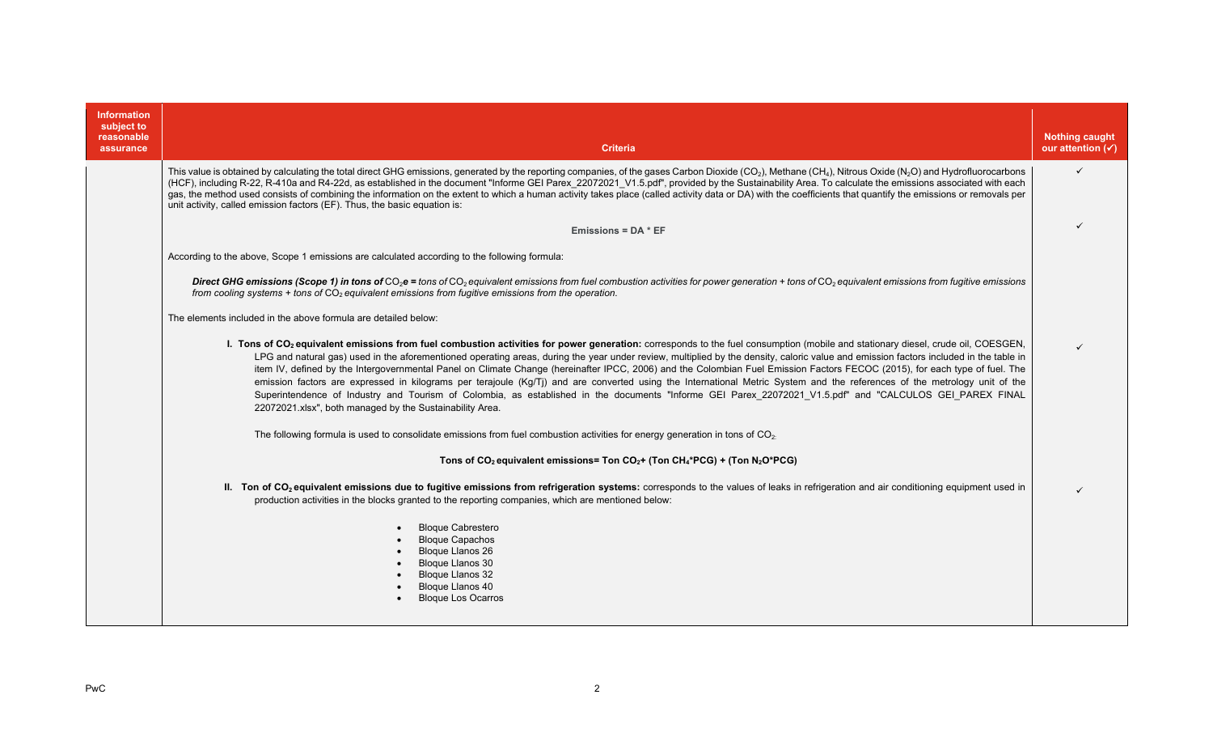| Information subject to reasonable assurance | Criteria | Nothing caught our attention (✓) |
|---|---|---|
| | This value is obtained by calculating the total direct GHG emissions, generated by the reporting companies, of the gases Carbon Dioxide ($CO_2$), Methane ($CH_4$), Nitrous Oxide ($N_2O$) and Hydrofluorocarbons (HCF), including R-22, R-410a and R4-22d, as established in the document "Informe GEI Parex_22072021_V1.5.pdf", provided by the Sustainability Area. To calculate the emissions associated with each gas, the method used consists of combining the information on the extent to which a human activity takes place (called activity data or DA) with the coefficients that quantify the emissions or removals per unit activity, called emission factors (EF). Thus, the basic equation is: | ✓ |
| | **Emissions = DA \* EF** | ✓ |
| | According to the above, Scope 1 emissions are calculated according to the following formula:<br><br>***Direct GHG emissions (Scope 1) in tons of*** $CO_2$***e =*** *tons of* $CO_2$ *equivalent emissions from fuel combustion activities for power generation + tons of* $CO_2$ *equivalent emissions from fugitive emissions from cooling systems + tons of* $CO_2$ *equivalent emissions from fugitive emissions from the operation.*<br><br>The elements included in the above formula are detailed below: | |
| | **I. Tons of $CO_2$ equivalent emissions from fuel combustion activities for power generation:** corresponds to the fuel consumption (mobile and stationary diesel, crude oil, COESGEN, LPG and natural gas) used in the aforementioned operating areas, during the year under review, multiplied by the density, caloric value and emission factors included in the table in item IV, defined by the Intergovernmental Panel on Climate Change (hereinafter IPCC, 2006) and the Colombian Fuel Emission Factors FECOC (2015), for each type of fuel. The emission factors are expressed in kilograms per terajoule (Kg/Tj) and are converted using the International Metric System and the references of the metrology unit of the Superintendence of Industry and Tourism of Colombia, as established in the documents "Informe GEI Parex_22072021_V1.5.pdf" and "CALCULOS GEI_PAREX FINAL 22072021.xlsx", both managed by the Sustainability Area.<br><br>The following formula is used to consolidate emissions from fuel combustion activities for energy generation in tons of $CO_2$.<br><br>**Tons of $CO_2$ equivalent emissions= Ton $CO_2$+ (Ton $CH_4$\*PCG) + (Ton $N_2O$\*PCG)** | ✓ |
| | **II. Ton of $CO_2$ equivalent emissions due to fugitive emissions from refrigeration systems:** corresponds to the values of leaks in refrigeration and air conditioning equipment used in production activities in the blocks granted to the reporting companies, which are mentioned below:<br><br>• Bloque Cabrestero<br>• Bloque Capachos<br>• Bloque Llanos 26<br>• Bloque Llanos 30<br>• Bloque Llanos 32<br>• Bloque Llanos 40<br>• Bloque Los Ocarros | ✓ |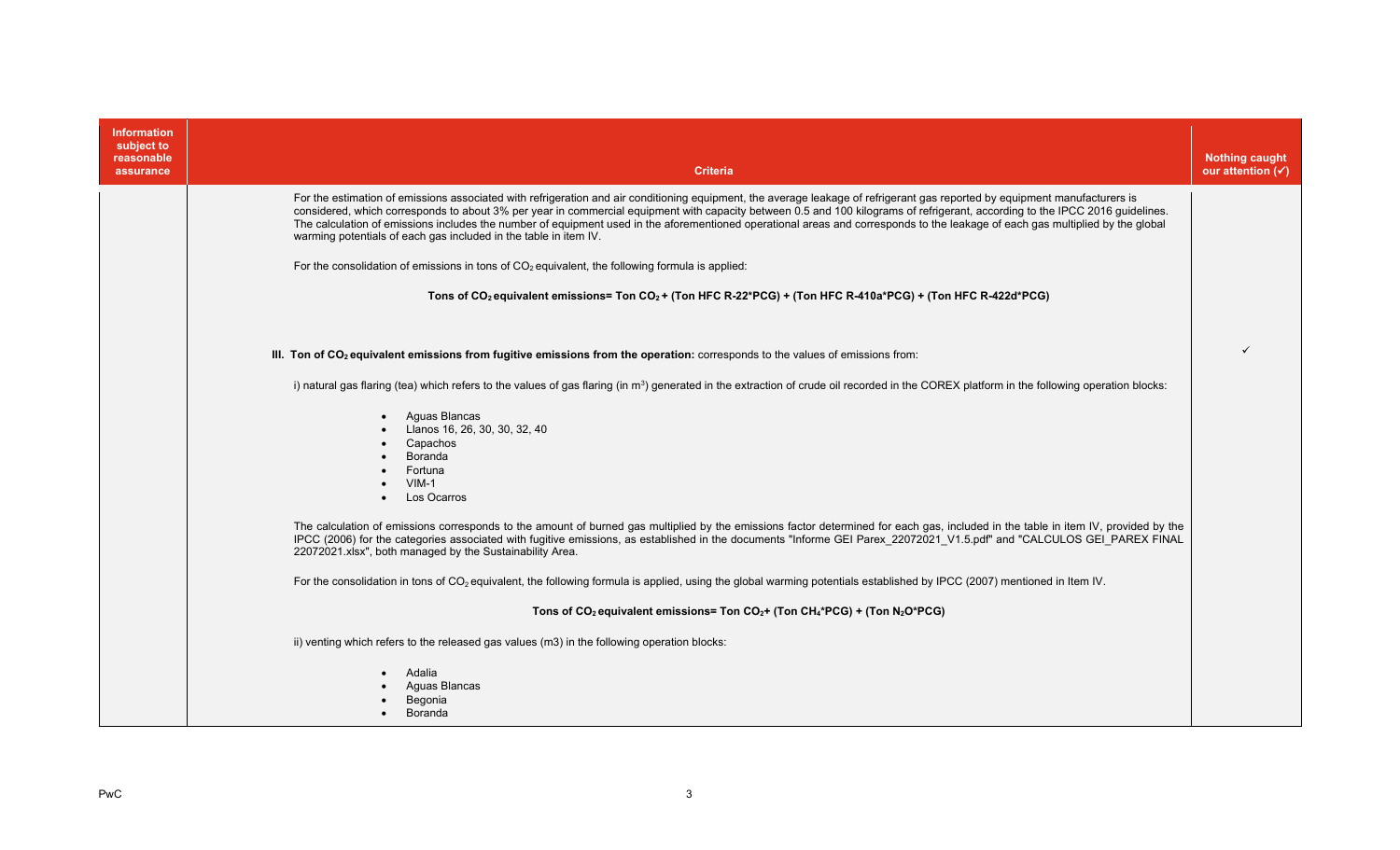| Information subject to reasonable assurance | Criteria | Nothing caught our attention (✓) |
|---|---|---|
| | For the estimation of emissions associated with refrigeration and air conditioning equipment, the average leakage of refrigerant gas reported by equipment manufacturers is considered, which corresponds to about 3% per year in commercial equipment with capacity between 0.5 and 100 kilograms of refrigerant, according to the IPCC 2016 guidelines. The calculation of emissions includes the number of equipment used in the aforementioned operational areas and corresponds to the leakage of each gas multiplied by the global warming potentials of each gas included in the table in item IV.<br><br>For the consolidation of emissions in tons of $CO_2$ equivalent, the following formula is applied:<br><br>**Tons of $CO_2$ equivalent emissions= Ton $CO_2$ + (Ton HFC R-22*PCG) + (Ton HFC R-410a*PCG) + (Ton HFC R-422d*PCG)**<br><br>**III. Ton of $CO_2$ equivalent emissions from fugitive emissions from the operation:** corresponds to the values of emissions from:<br><br>i) natural gas flaring (tea) which refers to the values of gas flaring (in $m^3$) generated in the extraction of crude oil recorded in the COREX platform in the following operation blocks:<br><br>• Aguas Blancas<br>• Llanos 16, 26, 30, 30, 32, 40<br>• Capachos<br>• Boranda<br>• Fortuna<br>• VIM-1<br>• Los Ocarros<br><br>The calculation of emissions corresponds to the amount of burned gas multiplied by the emissions factor determined for each gas, included in the table in item IV, provided by the IPCC (2006) for the categories associated with fugitive emissions, as established in the documents "Informe GEI Parex_22072021_V1.5.pdf" and "CALCULOS GEI_PAREX FINAL 22072021.xlsx", both managed by the Sustainability Area.<br><br>For the consolidation in tons of $CO_2$ equivalent, the following formula is applied, using the global warming potentials established by IPCC (2007) mentioned in Item IV.<br><br>**Tons of $CO_2$ equivalent emissions= Ton $CO_2$+ (Ton $CH_4$*PCG) + (Ton $N_2O$*PCG)**<br><br>ii) venting which refers to the released gas values (m3) in the following operation blocks:<br><br>• Adalia<br>• Aguas Blancas<br>• Begonia<br>• Boranda | ✓ |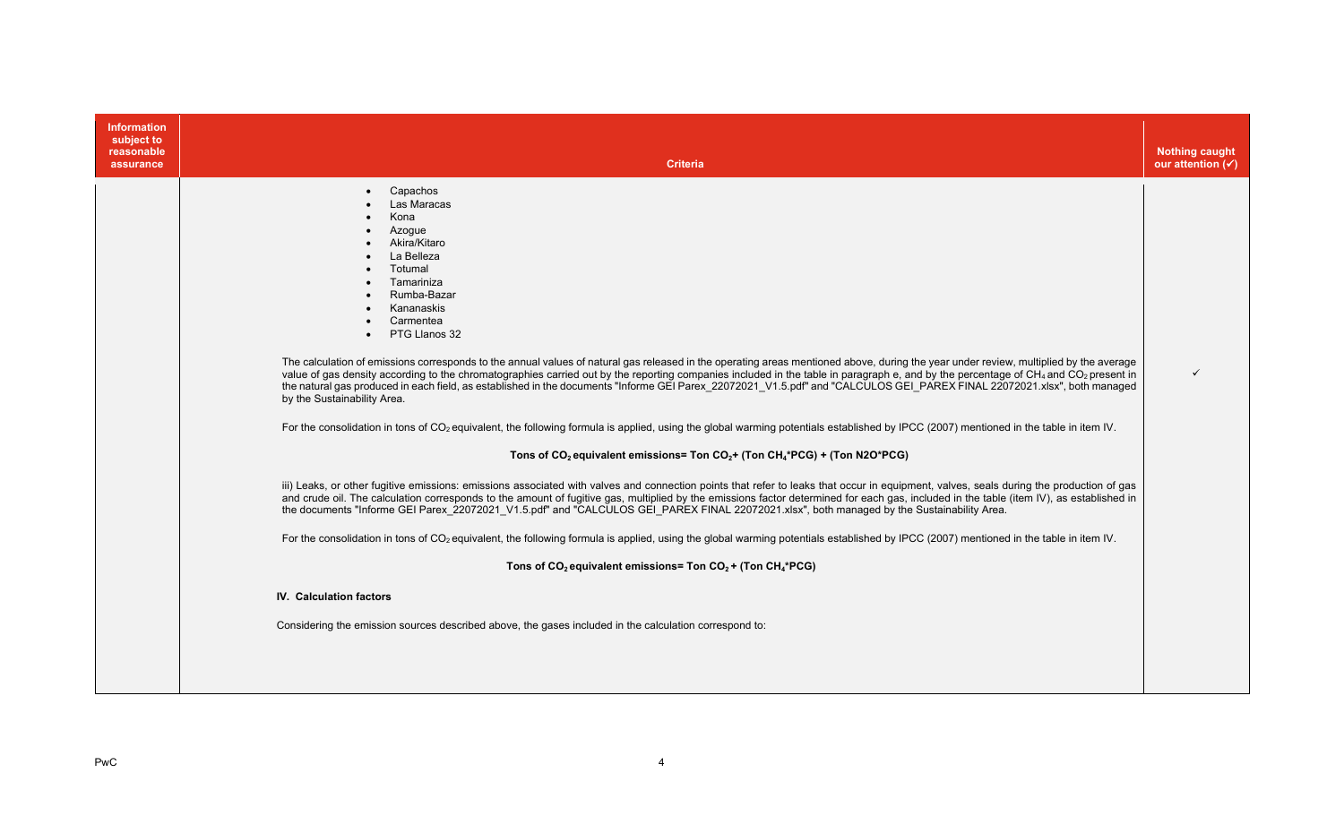| Information subject to reasonable assurance | Criteria | Nothing caught our attention (✓) |
|---|---|---|
| | • Capachos<br>• Las Maracas<br>• Kona<br>• Azogue<br>• Akira/Kitaro<br>• La Belleza<br>• Totumal<br>• Tamariniza<br>• Rumba-Bazar<br>• Kananaskis<br>• Carmentea<br>• PTG Llanos 32<br><br>The calculation of emissions corresponds to the annual values of natural gas released in the operating areas mentioned above, during the year under review, multiplied by the average value of gas density according to the chromatographies carried out by the reporting companies included in the table in paragraph e, and by the percentage of $CH_4$ and $CO_2$ present in the natural gas produced in each field, as established in the documents "Informe GEI Parex_22072021_V1.5.pdf" and "CALCULOS GEI_PAREX FINAL 22072021.xlsx", both managed by the Sustainability Area.<br><br>For the consolidation in tons of $CO_2$ equivalent, the following formula is applied, using the global warming potentials established by IPCC (2007) mentioned in the table in item IV.<br><br>**Tons of $CO_2$ equivalent emissions= Ton $CO_2$+ (Ton $CH_4$*PCG) + (Ton N2O*PCG)**<br><br>iii) Leaks, or other fugitive emissions: emissions associated with valves and connection points that refer to leaks that occur in equipment, valves, seals during the production of gas and crude oil. The calculation corresponds to the amount of fugitive gas, multiplied by the emissions factor determined for each gas, included in the table (item IV), as established in the documents "Informe GEI Parex_22072021_V1.5.pdf" and "CALCULOS GEI_PAREX FINAL 22072021.xlsx", both managed by the Sustainability Area.<br><br>For the consolidation in tons of $CO_2$ equivalent, the following formula is applied, using the global warming potentials established by IPCC (2007) mentioned in the table in item IV.<br><br>**Tons of $CO_2$ equivalent emissions= Ton $CO_2$ + (Ton $CH_4$*PCG)**<br><br>**IV. Calculation factors**<br><br>Considering the emission sources described above, the gases included in the calculation correspond to: | ✓ |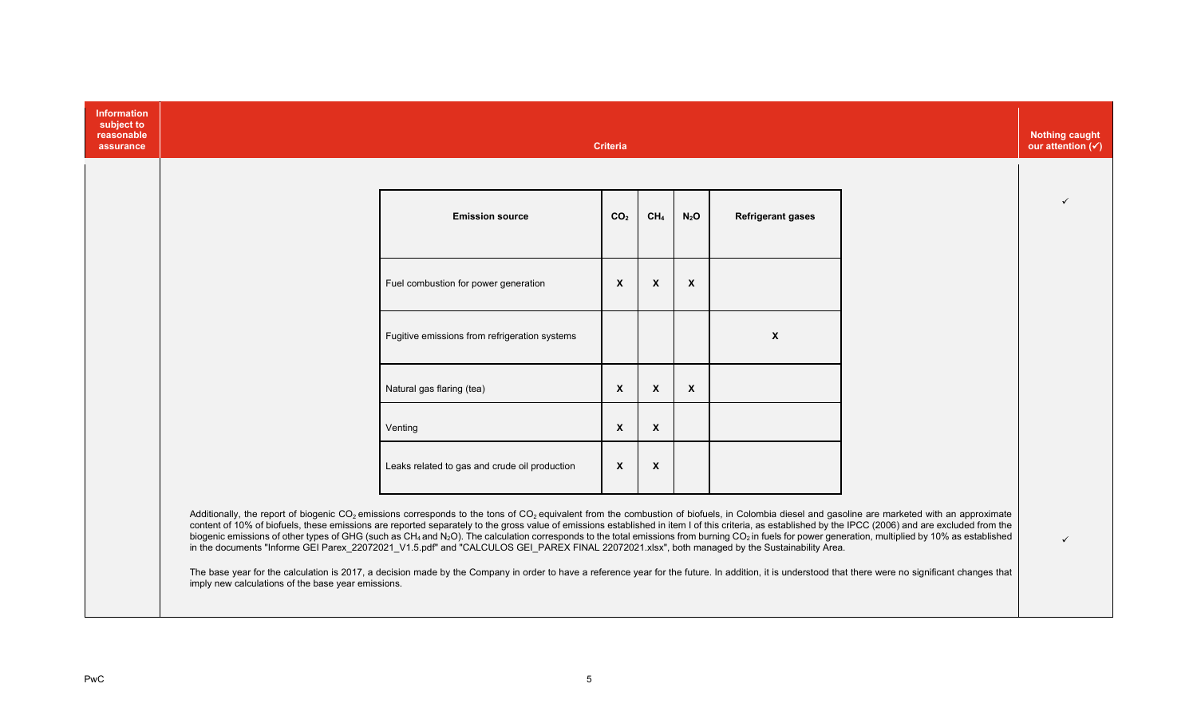| Information subject to reasonable assurance | Criteria | Nothing caught our attention (✓) |
|---|---|---|
| | (see emission source table below) | ✓ |
| | Additionally, the report of biogenic $CO_2$ emissions corresponds to the tons of $CO_2$ equivalent from the combustion of biofuels, in Colombia diesel and gasoline are marketed with an approximate content of 10% of biofuels, these emissions are reported separately to the gross value of emissions established in item I of this criteria, as established by the IPCC (2006) and are excluded from the biogenic emissions of other types of GHG (such as $CH_4$ and $N_2O$). The calculation corresponds to the total emissions from burning $CO_2$ in fuels for power generation, multiplied by 10% as established in the documents "Informe GEI Parex_22072021_V1.5.pdf" and "CALCULOS GEI_PAREX FINAL 22072021.xlsx", both managed by the Sustainability Area.<br><br>The base year for the calculation is 2017, a decision made by the Company in order to have a reference year for the future. In addition, it is understood that there were no significant changes that imply new calculations of the base year emissions. | ✓ |

| Emission source | $CO_2$ | $CH_4$ | $N_2O$ | Refrigerant gases |
|---|---|---|---|---|
| Fuel combustion for power generation | X | X | X | |
| Fugitive emissions from refrigeration systems | | | | X |
| Natural gas flaring (tea) | X | X | X | |
| Venting | X | X | | |
| Leaks related to gas and crude oil production | X | X | | |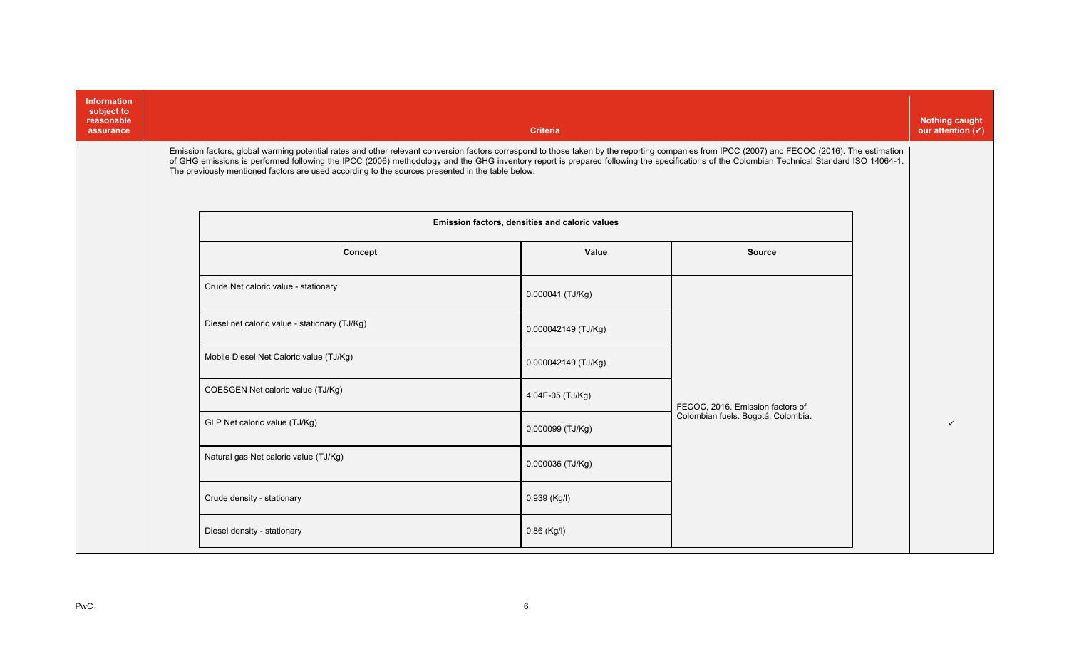| Information subject to reasonable assurance | Criteria | Nothing caught our attention (✓) |
|---|---|---|
| | Emission factors, global warming potential rates and other relevant conversion factors correspond to those taken by the reporting companies from IPCC (2007) and FECOC (2016). The estimation of GHG emissions is performed following the IPCC (2006) methodology and the GHG inventory report is prepared following the specifications of the Colombian Technical Standard ISO 14064-1. The previously mentioned factors are used according to the sources presented in the table below: | ✓ |

| Emission factors, densities and caloric values | | |
|---|---|---|
| **Concept** | **Value** | **Source** |
| Crude Net caloric value - stationary | 0.000041 (TJ/Kg) | FECOC, 2016. Emission factors of Colombian fuels. Bogotá, Colombia. |
| Diesel net caloric value - stationary (TJ/Kg) | 0.000042149 (TJ/Kg) | |
| Mobile Diesel Net Caloric value (TJ/Kg) | 0.000042149 (TJ/Kg) | |
| COESGEN Net caloric value (TJ/Kg) | 4.04E-05 (TJ/Kg) | |
| GLP Net caloric value (TJ/Kg) | 0.000099 (TJ/Kg) | |
| Natural gas Net caloric value (TJ/Kg) | 0.000036 (TJ/Kg) | |
| Crude density - stationary | 0.939 (Kg/l) | |
| Diesel density - stationary | 0.86 (Kg/l) | |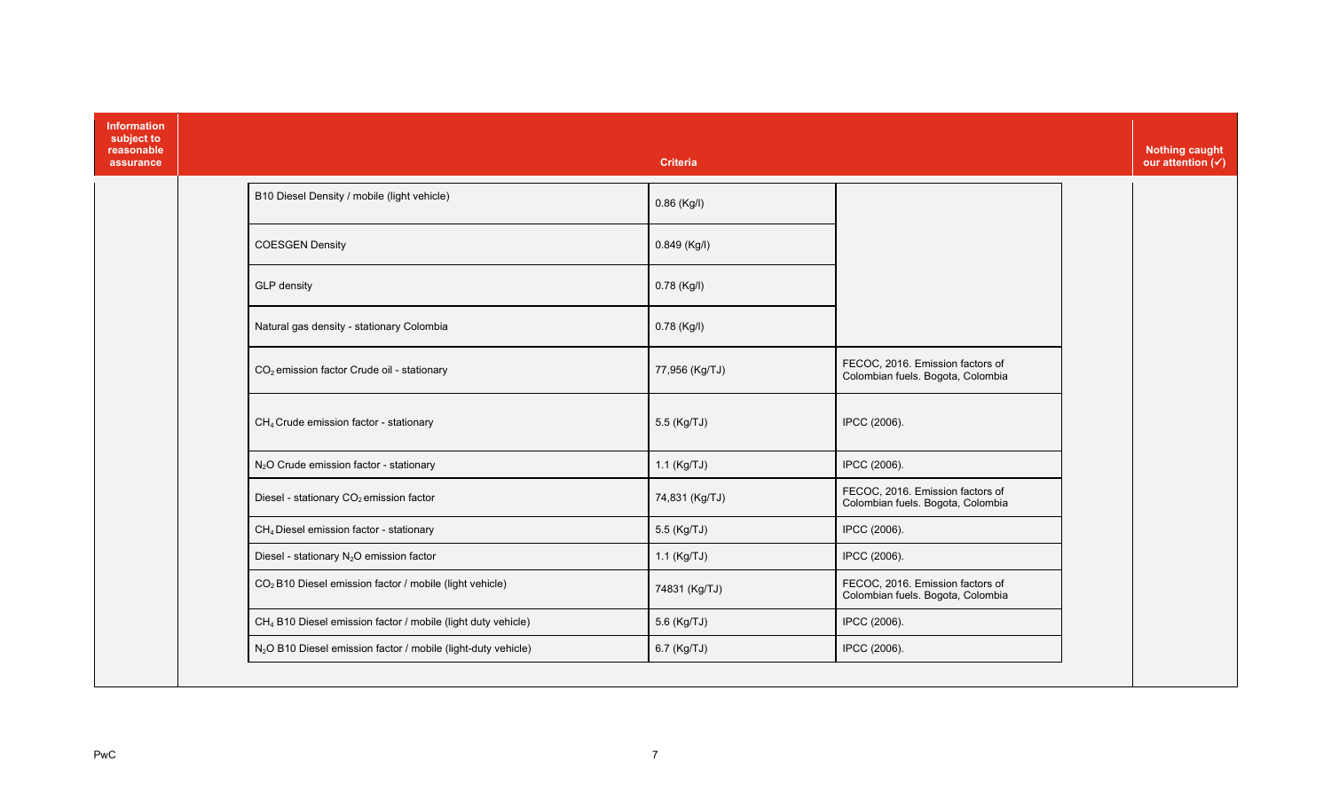| Information subject to reasonable assurance | Criteria | | | Nothing caught our attention (✓) |
|---|---|---|---|---|
| | B10 Diesel Density / mobile (light vehicle) | 0.86 (Kg/l) | | |
| | COESGEN Density | 0.849 (Kg/l) | | |
| | GLP density | 0.78 (Kg/l) | | |
| | Natural gas density - stationary Colombia | 0.78 (Kg/l) | | |
| | $CO_2$ emission factor Crude oil - stationary | 77,956 (Kg/TJ) | FECOC, 2016. Emission factors of Colombian fuels. Bogota, Colombia | |
| | $CH_4$ Crude emission factor - stationary | 5.5 (Kg/TJ) | IPCC (2006). | |
| | $N_2O$ Crude emission factor - stationary | 1.1 (Kg/TJ) | IPCC (2006). | |
| | Diesel - stationary $CO_2$ emission factor | 74,831 (Kg/TJ) | FECOC, 2016. Emission factors of Colombian fuels. Bogota, Colombia | |
| | $CH_4$ Diesel emission factor - stationary | 5.5 (Kg/TJ) | IPCC (2006). | |
| | Diesel - stationary $N_2O$ emission factor | 1.1 (Kg/TJ) | IPCC (2006). | |
| | $CO_2$ B10 Diesel emission factor / mobile (light vehicle) | 74831 (Kg/TJ) | FECOC, 2016. Emission factors of Colombian fuels. Bogota, Colombia | |
| | $CH_4$ B10 Diesel emission factor / mobile (light duty vehicle) | 5.6 (Kg/TJ) | IPCC (2006). | |
| | $N_2O$ B10 Diesel emission factor / mobile (light-duty vehicle) | 6.7 (Kg/TJ) | IPCC (2006). | |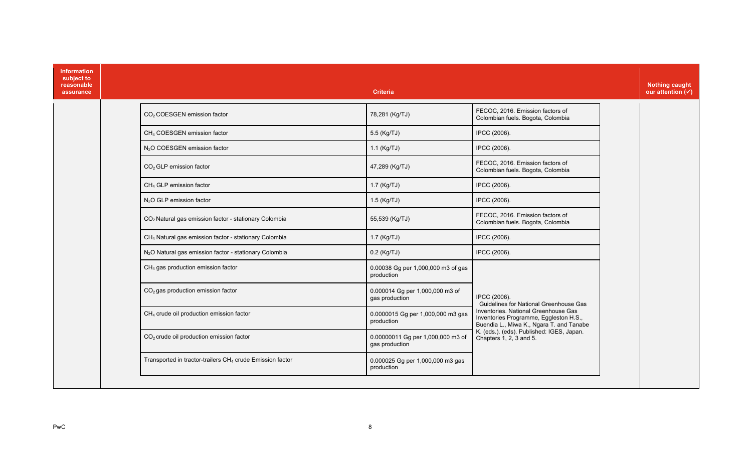| Information subject to reasonable assurance | Criteria | | | Nothing caught our attention (✓) |
|---|---|---|---|---|
| | $CO_2$ COESGEN emission factor | 78,281 (Kg/TJ) | FECOC, 2016. Emission factors of Colombian fuels. Bogota, Colombia | |
| | $CH_4$ COESGEN emission factor | 5.5 (Kg/TJ) | IPCC (2006). | |
| | $N_2O$ COESGEN emission factor | 1.1 (Kg/TJ) | IPCC (2006). | |
| | $CO_2$ GLP emission factor | 47,289 (Kg/TJ) | FECOC, 2016. Emission factors of Colombian fuels. Bogota, Colombia | |
| | $CH_4$ GLP emission factor | 1.7 (Kg/TJ) | IPCC (2006). | |
| | $N_2O$ GLP emission factor | 1.5 (Kg/TJ) | IPCC (2006). | |
| | $CO_2$ Natural gas emission factor - stationary Colombia | 55,539 (Kg/TJ) | FECOC, 2016. Emission factors of Colombian fuels. Bogota, Colombia | |
| | $CH_4$ Natural gas emission factor - stationary Colombia | 1.7 (Kg/TJ) | IPCC (2006). | |
| | $N_2O$ Natural gas emission factor - stationary Colombia | 0.2 (Kg/TJ) | IPCC (2006). | |
| | $CH_4$ gas production emission factor | 0.00038 Gg per 1,000,000 m3 of gas production | IPCC (2006). Guidelines for National Greenhouse Gas Inventories. National Greenhouse Gas Inventories Programme, Eggleston H.S., Buendia L., Miwa K., Ngara T. and Tanabe K. (eds.). (eds). Published: IGES, Japan. Chapters 1, 2, 3 and 5. | |
| | $CO_2$ gas production emission factor | 0.000014 Gg per 1,000,000 m3 of gas production | | |
| | $CH_4$ crude oil production emission factor | 0.0000015 Gg per 1,000,000 m3 gas production | | |
| | $CO_2$ crude oil production emission factor | 0.00000011 Gg per 1,000,000 m3 of gas production | | |
| | Transported in tractor-trailers $CH_4$ crude Emission factor | 0.000025 Gg per 1,000,000 m3 gas production | | |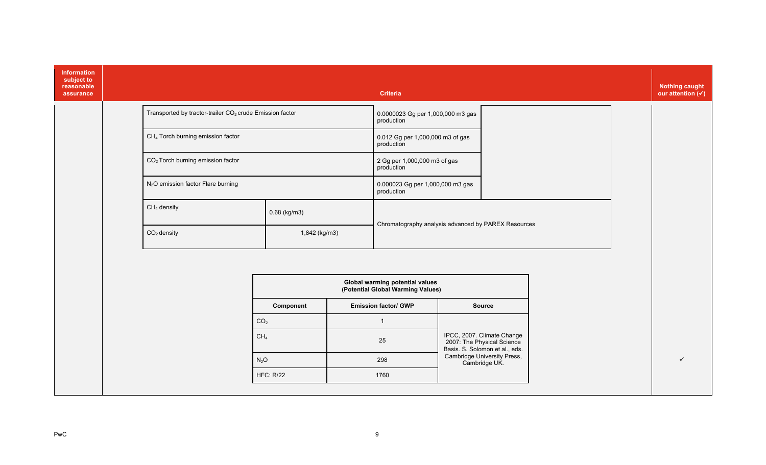| Information subject to reasonable assurance | Criteria | Nothing caught our attention (✓) |
|---|---|---|

| | | |
|---|---|---|
| Transported by tractor-trailer $CO_2$ crude Emission factor | 0.0000023 Gg per 1,000,000 m3 gas production | |
| $CH_4$ Torch burning emission factor | 0.012 Gg per 1,000,000 m3 of gas production | |
| $CO_2$ Torch burning emission factor | 2 Gg per 1,000,000 m3 of gas production | |
| $N_2O$ emission factor Flare burning | 0.000023 Gg per 1,000,000 m3 gas production | |

| | | |
|---|---|---|
| $CH_4$ density | 0.68 (kg/m3) | Chromatography analysis advanced by PAREX Resources |
| $CO_2$ density | 1,842 (kg/m3) | |

| Global warming potential values (Potential Global Warming Values) | | |
|---|---|---|
| **Component** | **Emission factor/ GWP** | **Source** |
| $CO_2$ | 1 | IPCC, 2007. Climate Change 2007: The Physical Science Basis. S. Solomon et al., eds. Cambridge University Press, Cambridge UK. |
| $CH_4$ | 25 | |
| $N_2O$ | 298 | |
| HFC: R/22 | 1760 | |

Nothing caught our attention: ✓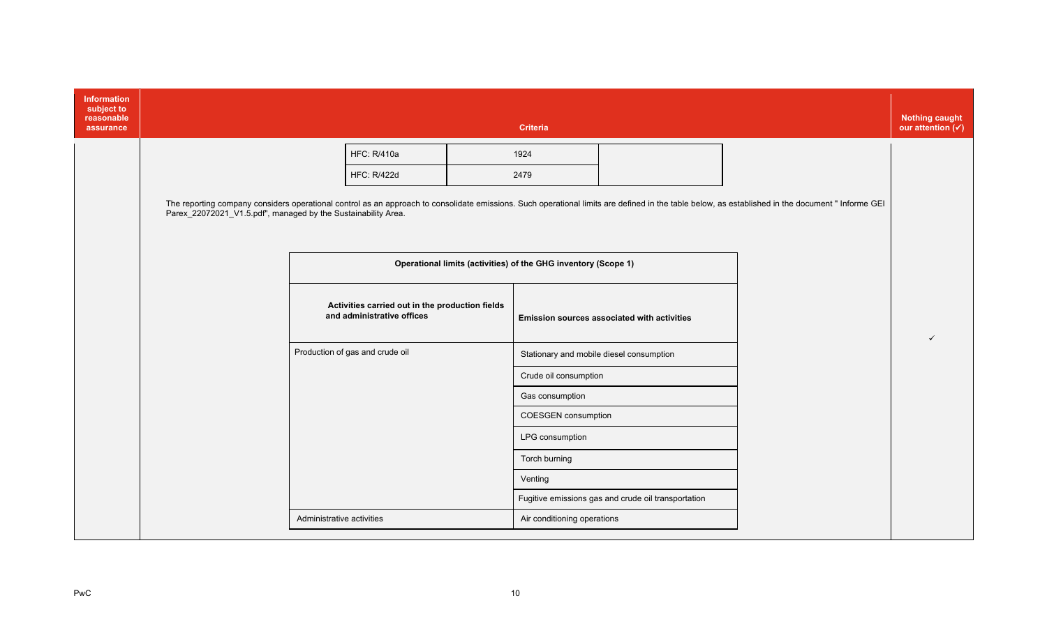| Information subject to reasonable assurance | Criteria | Nothing caught our attention (✓) |
|---|---|---|
| | (see below) | ✓ |

| HFC: R/410a | 1924 | |
|---|---|---|
| HFC: R/422d | 2479 | |

The reporting company considers operational control as an approach to consolidate emissions. Such operational limits are defined in the table below, as established in the document " Informe GEI Parex_22072021_V1.5.pdf", managed by the Sustainability Area.

| **Operational limits (activities) of the GHG inventory (Scope 1)** | |
|---|---|
| **Activities carried out in the production fields and administrative offices** | **Emission sources associated with activities** |
| Production of gas and crude oil | Stationary and mobile diesel consumption |
| | Crude oil consumption |
| | Gas consumption |
| | COESGEN consumption |
| | LPG consumption |
| | Torch burning |
| | Venting |
| | Fugitive emissions gas and crude oil transportation |
| Administrative activities | Air conditioning operations |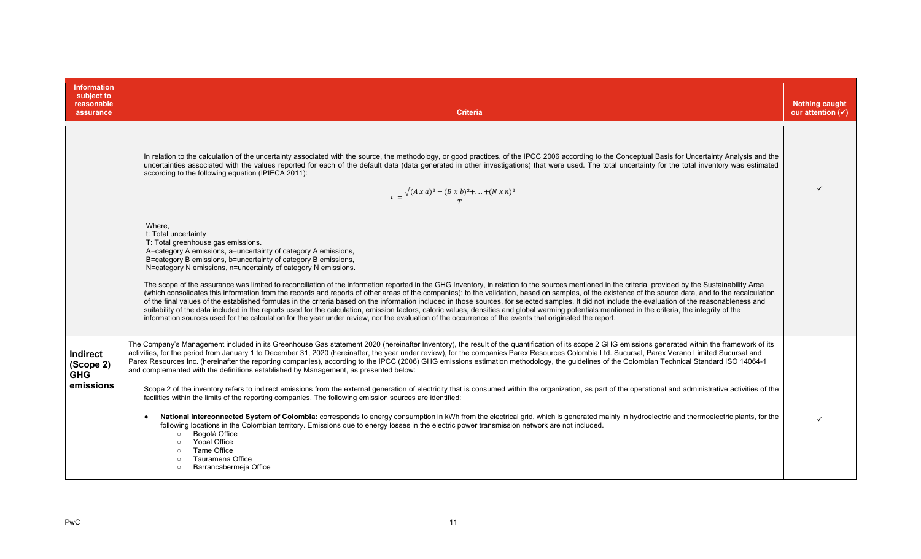| Information subject to reasonable assurance | Criteria | Nothing caught our attention (✓) |
|---|---|---|
| | In relation to the calculation of the uncertainty associated with the source, the methodology, or good practices, of the IPCC 2006 according to the Conceptual Basis for Uncertainty Analysis and the uncertainties associated with the values reported for each of the default data (data generated in other investigations) that were used. The total uncertainty for the total inventory was estimated according to the following equation (IPIECA 2011):<br><br>$$t = \frac{\sqrt{(A \, x \, a)^2 + (B \, x \, b)^2 + \ldots + (N \, x \, n)^2}}{T}$$<br><br>Where,<br>t: Total uncertainty<br>T: Total greenhouse gas emissions.<br>A=category A emissions, a=uncertainty of category A emissions,<br>B=category B emissions, b=uncertainty of category B emissions,<br>N=category N emissions, n=uncertainty of category N emissions.<br><br>The scope of the assurance was limited to reconciliation of the information reported in the GHG Inventory, in relation to the sources mentioned in the criteria, provided by the Sustainability Area (which consolidates this information from the records and reports of other areas of the companies); to the validation, based on samples, of the existence of the source data, and to the recalculation of the final values of the established formulas in the criteria based on the information included in those sources, for selected samples. It did not include the evaluation of the reasonableness and suitability of the data included in the reports used for the calculation, emission factors, caloric values, densities and global warming potentials mentioned in the criteria, the integrity of the information sources used for the calculation for the year under review, nor the evaluation of the occurrence of the events that originated the report. | ✓ |
| **Indirect (Scope 2) GHG emissions** | The Company's Management included in its Greenhouse Gas statement 2020 (hereinafter Inventory), the result of the quantification of its scope 2 GHG emissions generated within the framework of its activities, for the period from January 1 to December 31, 2020 (hereinafter, the year under review), for the companies Parex Resources Colombia Ltd. Sucursal, Parex Verano Limited Sucursal and Parex Resources Inc. (hereinafter the reporting companies), according to the IPCC (2006) GHG emissions estimation methodology, the guidelines of the Colombian Technical Standard ISO 14064-1 and complemented with the definitions established by Management, as presented below:<br><br>Scope 2 of the inventory refers to indirect emissions from the external generation of electricity that is consumed within the organization, as part of the operational and administrative activities of the facilities within the limits of the reporting companies. The following emission sources are identified:<br><br>• **National Interconnected System of Colombia:** corresponds to energy consumption in kWh from the electrical grid, which is generated mainly in hydroelectric and thermoelectric plants, for the following locations in the Colombian territory. Emissions due to energy losses in the electric power transmission network are not included.<br>  ○ Bogotá Office<br>  ○ Yopal Office<br>  ○ Tame Office<br>  ○ Tauramena Office<br>  ○ Barrancabermeja Office | ✓ |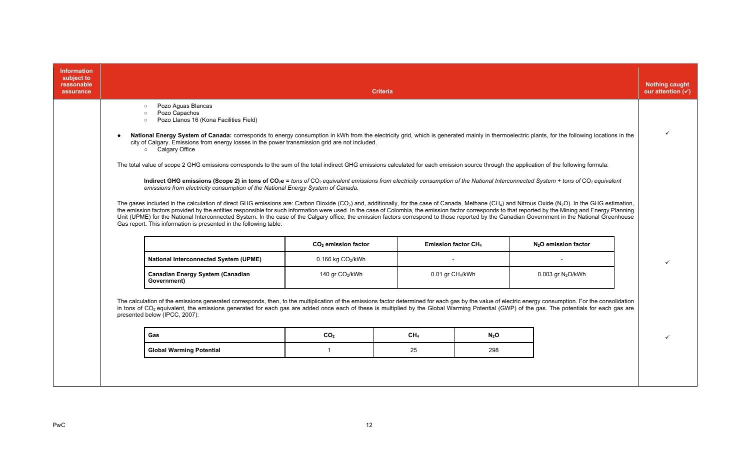| Information subject to reasonable assurance | Criteria | Nothing caught our attention (✓) |
|---|---|---|
| | ◦ Pozo Aguas Blancas<br>◦ Pozo Capachos<br>◦ Pozo Llanos 16 (Kona Facilities Field) | |
| | • **National Energy System of Canada:** corresponds to energy consumption in kWh from the electricity grid, which is generated mainly in thermoelectric plants, for the following locations in the city of Calgary. Emissions from energy losses in the power transmission grid are not included.<br>◦ Calgary Office | ✓ |
| | The total value of scope 2 GHG emissions corresponds to the sum of the total indirect GHG emissions calculated for each emission source through the application of the following formula: | |
| | **Indirect GHG emissions (Scope 2) in tons of $CO_2e$ =** *tons of $CO_2$ equivalent emissions from electricity consumption of the National Interconnected System + tons of $CO_2$ equivalent emissions from electricity consumption of the National Energy System of Canada.* | |
| | The gases included in the calculation of direct GHG emissions are: Carbon Dioxide ($CO_2$) and, additionally, for the case of Canada, Methane ($CH_4$) and Nitrous Oxide ($N_2O$). In the GHG estimation, the emission factors provided by the entities responsible for such information were used. In the case of Colombia, the emission factor corresponds to that reported by the Mining and Energy Planning Unit (UPME) for the National Interconnected System. In the case of the Calgary office, the emission factors correspond to those reported by the Canadian Government in the National Greenhouse Gas report. This information is presented in the following table: | ✓ |
| | The calculation of the emissions generated corresponds, then, to the multiplication of the emissions factor determined for each gas by the value of electric energy consumption. For the consolidation in tons of $CO_2$ equivalent, the emissions generated for each gas are added once each of these is multiplied by the Global Warming Potential (GWP) of the gas. The potentials for each gas are presented below (IPCC, 2007): | ✓ |

| | $CO_2$ emission factor | Emission factor $CH_4$ | $N_2O$ emission factor |
|---|---|---|---|
| **National Interconnected System (UPME)** | 0.166 kg $CO_2$/kWh | - | - |
| **Canadian Energy System (Canadian Government)** | 140 gr $CO_2$/kWh | 0.01 gr $CH_4$/kWh | 0.003 gr $N_2O$/kWh |

| Gas | $CO_2$ | $CH_4$ | $N_2O$ |
|---|---|---|---|
| **Global Warming Potential** | 1 | 25 | 298 |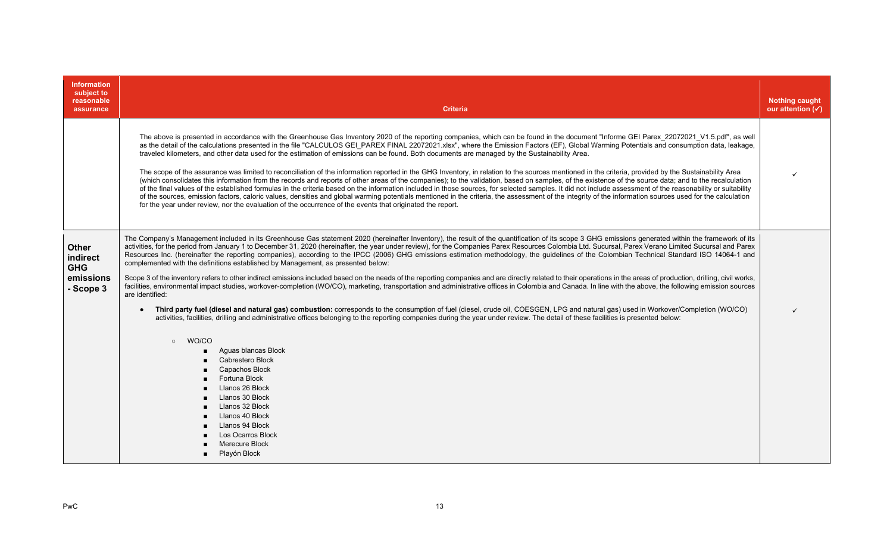| Information subject to reasonable assurance | Criteria | Nothing caught our attention (✓) |
| --- | --- | --- |
| | The above is presented in accordance with the Greenhouse Gas Inventory 2020 of the reporting companies, which can be found in the document "Informe GEI Parex_22072021_V1.5.pdf", as well as the detail of the calculations presented in the file "CALCULOS GEI_PAREX FINAL 22072021.xlsx", where the Emission Factors (EF), Global Warming Potentials and consumption data, leakage, traveled kilometers, and other data used for the estimation of emissions can be found. Both documents are managed by the Sustainability Area.<br><br>The scope of the assurance was limited to reconciliation of the information reported in the GHG Inventory, in relation to the sources mentioned in the criteria, provided by the Sustainability Area (which consolidates this information from the records and reports of other areas of the companies); to the validation, based on samples, of the existence of the source data; and to the recalculation of the final values of the established formulas in the criteria based on the information included in those sources, for selected samples. It did not include assessment of the reasonability or suitability of the sources, emission factors, caloric values, densities and global warming potentials mentioned in the criteria, the assessment of the integrity of the information sources used for the calculation for the year under review, nor the evaluation of the occurrence of the events that originated the report. | ✓ |
| **Other indirect GHG emissions - Scope 3** | The Company's Management included in its Greenhouse Gas statement 2020 (hereinafter Inventory), the result of the quantification of its scope 3 GHG emissions generated within the framework of its activities, for the period from January 1 to December 31, 2020 (hereinafter, the year under review), for the Companies Parex Resources Colombia Ltd. Sucursal, Parex Verano Limited Sucursal and Parex Resources Inc. (hereinafter the reporting companies), according to the IPCC (2006) GHG emissions estimation methodology, the guidelines of the Colombian Technical Standard ISO 14064-1 and complemented with the definitions established by Management, as presented below:<br><br>Scope 3 of the inventory refers to other indirect emissions included based on the needs of the reporting companies and are directly related to their operations in the areas of production, drilling, civil works, facilities, environmental impact studies, workover-completion (WO/CO), marketing, transportation and administrative offices in Colombia and Canada. In line with the above, the following emission sources are identified:<br><br>• **Third party fuel (diesel and natural gas) combustion:** corresponds to the consumption of fuel (diesel, crude oil, COESGEN, LPG and natural gas) used in Workover/Completion (WO/CO) activities, facilities, drilling and administrative offices belonging to the reporting companies during the year under review. The detail of these facilities is presented below:<br><br>&nbsp;&nbsp;○ WO/CO<br>&nbsp;&nbsp;&nbsp;&nbsp;▪ Aguas blancas Block<br>&nbsp;&nbsp;&nbsp;&nbsp;▪ Cabrestero Block<br>&nbsp;&nbsp;&nbsp;&nbsp;▪ Capachos Block<br>&nbsp;&nbsp;&nbsp;&nbsp;▪ Fortuna Block<br>&nbsp;&nbsp;&nbsp;&nbsp;▪ Llanos 26 Block<br>&nbsp;&nbsp;&nbsp;&nbsp;▪ Llanos 30 Block<br>&nbsp;&nbsp;&nbsp;&nbsp;▪ Llanos 32 Block<br>&nbsp;&nbsp;&nbsp;&nbsp;▪ Llanos 40 Block<br>&nbsp;&nbsp;&nbsp;&nbsp;▪ Llanos 94 Block<br>&nbsp;&nbsp;&nbsp;&nbsp;▪ Los Ocarros Block<br>&nbsp;&nbsp;&nbsp;&nbsp;▪ Merecure Block<br>&nbsp;&nbsp;&nbsp;&nbsp;▪ Playón Block | ✓ |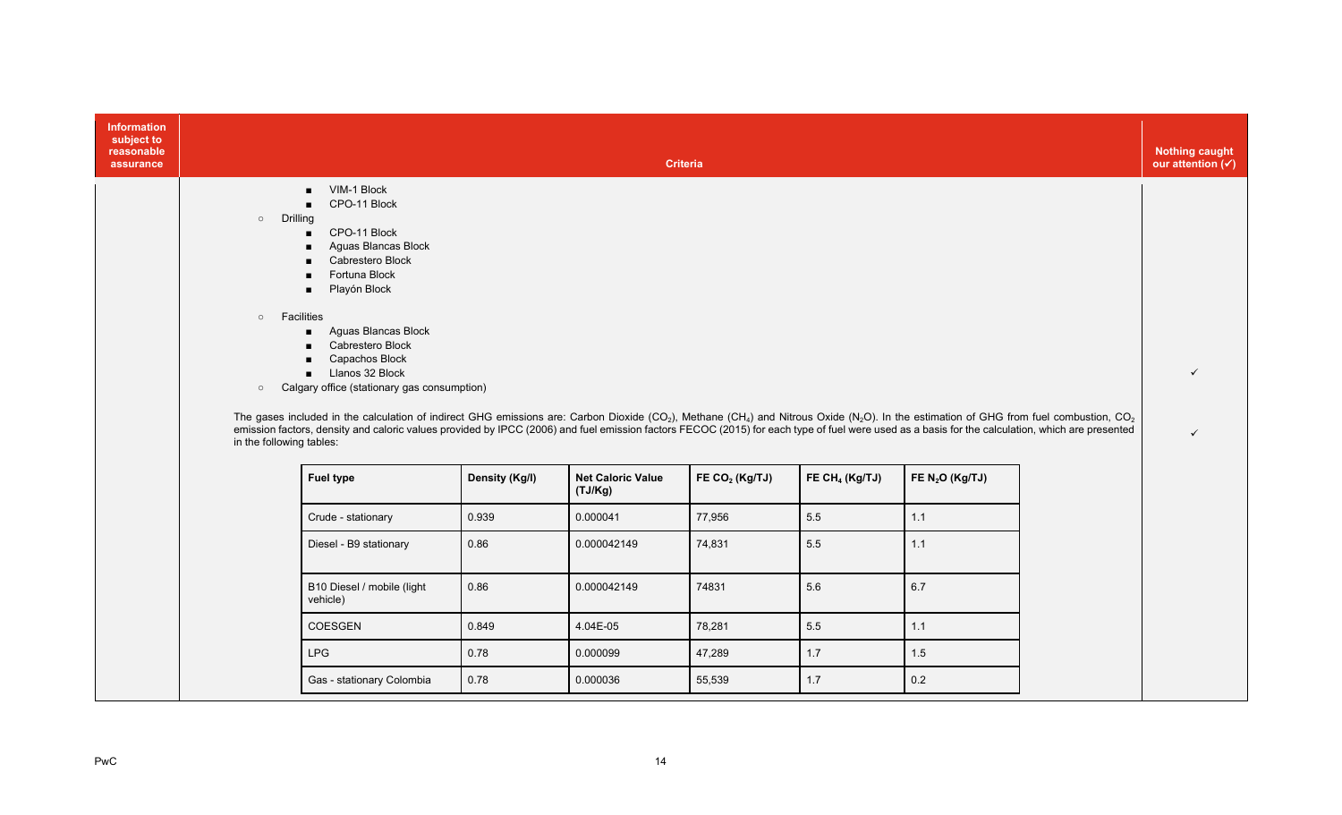| Information subject to reasonable assurance | Criteria | Nothing caught our attention (✓) |
|---|---|---|
| | - VIM-1 Block<br>- CPO-11 Block<br>- Drilling<br>  - CPO-11 Block<br>  - Aguas Blancas Block<br>  - Cabrestero Block<br>  - Fortuna Block<br>  - Playón Block<br>- Facilities<br>  - Aguas Blancas Block<br>  - Cabrestero Block<br>  - Capachos Block<br>  - Llanos 32 Block<br>- Calgary office (stationary gas consumption) | ✓ |
| | The gases included in the calculation of indirect GHG emissions are: Carbon Dioxide ($CO_2$), Methane ($CH_4$) and Nitrous Oxide ($N_2O$). In the estimation of GHG from fuel combustion, $CO_2$ emission factors, density and caloric values provided by IPCC (2006) and fuel emission factors FECOC (2015) for each type of fuel were used as a basis for the calculation, which are presented in the following tables: | ✓ |

| Fuel type | Density (Kg/l) | Net Caloric Value (TJ/Kg) | FE $CO_2$ (Kg/TJ) | FE $CH_4$ (Kg/TJ) | FE $N_2O$ (Kg/TJ) |
|---|---|---|---|---|---|
| Crude - stationary | 0.939 | 0.000041 | 77,956 | 5.5 | 1.1 |
| Diesel - B9 stationary | 0.86 | 0.000042149 | 74,831 | 5.5 | 1.1 |
| B10 Diesel / mobile (light vehicle) | 0.86 | 0.000042149 | 74831 | 5.6 | 6.7 |
| COESGEN | 0.849 | 4.04E-05 | 78,281 | 5.5 | 1.1 |
| LPG | 0.78 | 0.000099 | 47,289 | 1.7 | 1.5 |
| Gas - stationary Colombia | 0.78 | 0.000036 | 55,539 | 1.7 | 0.2 |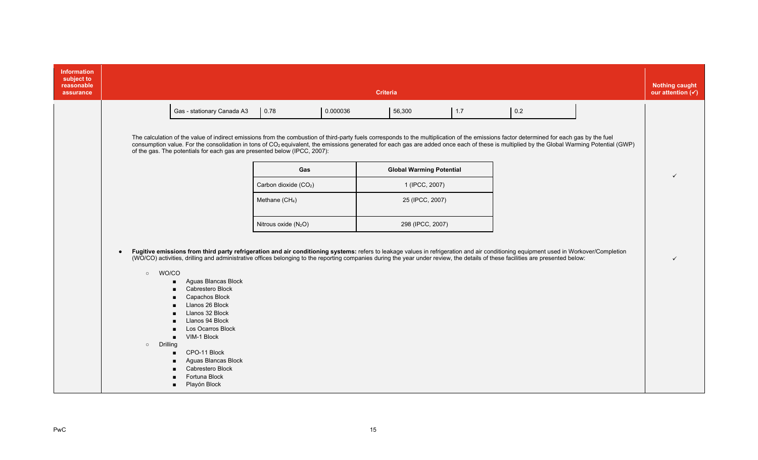| Information subject to reasonable assurance | Criteria | Nothing caught our attention (✓) |
|---|---|---|
| | Gas - stationary Canada A3 \| 0.78 \| 0.000036 \| 56,300 \| 1.7 \| 0.2<br><br>The calculation of the value of indirect emissions from the combustion of third-party fuels corresponds to the multiplication of the emissions factor determined for each gas by the fuel consumption value. For the consolidation in tons of $CO_2$ equivalent, the emissions generated for each gas are added once each of these is multiplied by the Global Warming Potential (GWP) of the gas. The potentials for each gas are presented below (IPCC, 2007):<br><br>Carbon dioxide ($CO_2$): 1 (IPCC, 2007)<br>Methane ($CH_4$): 25 (IPCC, 2007)<br>Nitrous oxide ($N_2O$): 298 (IPCC, 2007) | ✓ |
| | • **Fugitive emissions from third party refrigeration and air conditioning systems:** refers to leakage values in refrigeration and air conditioning equipment used in Workover/Completion (WO/CO) activities, drilling and administrative offices belonging to the reporting companies during the year under review, the details of these facilities are presented below:<br><br>○ WO/CO<br>■ Aguas Blancas Block<br>■ Cabrestero Block<br>■ Capachos Block<br>■ Llanos 26 Block<br>■ Llanos 32 Block<br>■ Llanos 94 Block<br>■ Los Ocarros Block<br>■ VIM-1 Block<br>○ Drilling<br>■ CPO-11 Block<br>■ Aguas Blancas Block<br>■ Cabrestero Block<br>■ Fortuna Block<br>■ Playón Block | ✓ |

| Gas | Global Warming Potential |
|---|---|
| Carbon dioxide ($CO_2$) | 1 (IPCC, 2007) |
| Methane ($CH_4$) | 25 (IPCC, 2007) |
| Nitrous oxide ($N_2O$) | 298 (IPCC, 2007) |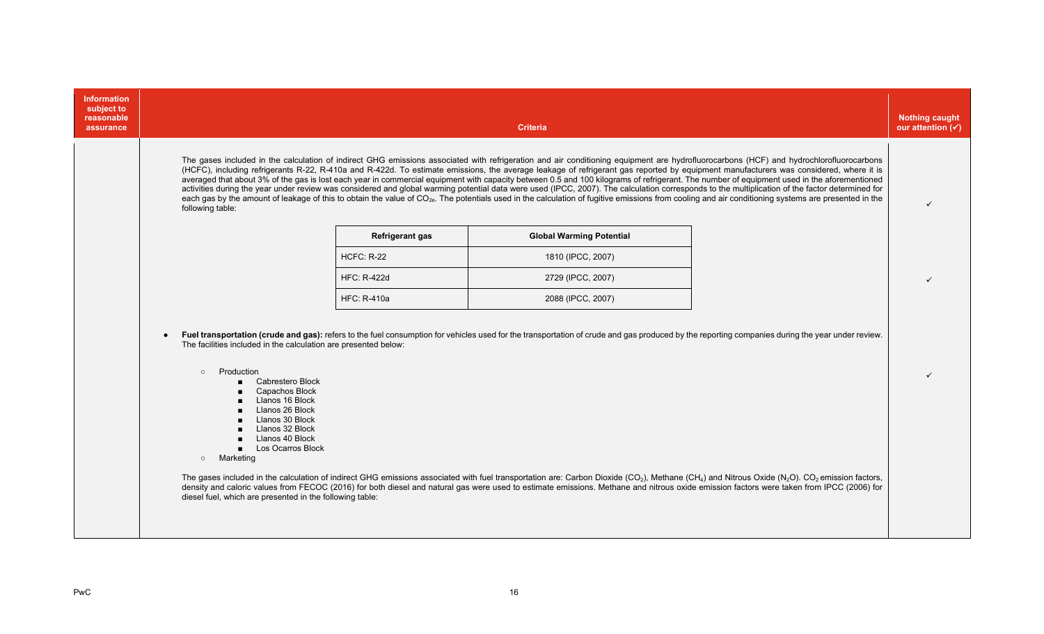| Information subject to reasonable assurance | Criteria | Nothing caught our attention (✓) |
|---|---|---|
| | The gases included in the calculation of indirect GHG emissions associated with refrigeration and air conditioning equipment are hydrofluorocarbons (HCF) and hydrochlorofluorocarbons (HCFC), including refrigerants R-22, R-410a and R-422d. To estimate emissions, the average leakage of refrigerant gas reported by equipment manufacturers was considered, where it is averaged that about 3% of the gas is lost each year in commercial equipment with capacity between 0.5 and 100 kilograms of refrigerant. The number of equipment used in the aforementioned activities during the year under review was considered and global warming potential data were used (IPCC, 2007). The calculation corresponds to the multiplication of the factor determined for each gas by the amount of leakage of this to obtain the value of $CO_{2e}$. The potentials used in the calculation of fugitive emissions from cooling and air conditioning systems are presented in the following table: | ✓ |
| | (see Refrigerant gas table below) | ✓ |
| | • **Fuel transportation (crude and gas):** refers to the fuel consumption for vehicles used for the transportation of crude and gas produced by the reporting companies during the year under review. The facilities included in the calculation are presented below: (see list below) | ✓ |

| Refrigerant gas | Global Warming Potential |
|---|---|
| HCFC: R-22 | 1810 (IPCC, 2007) |
| HFC: R-422d | 2729 (IPCC, 2007) |
| HFC: R-410a | 2088 (IPCC, 2007) |

- **Fuel transportation (crude and gas):** refers to the fuel consumption for vehicles used for the transportation of crude and gas produced by the reporting companies during the year under review. The facilities included in the calculation are presented below:
  - Production
    - Cabrestero Block
    - Capachos Block
    - Llanos 16 Block
    - Llanos 26 Block
    - Llanos 30 Block
    - Llanos 32 Block
    - Llanos 40 Block
    - Los Ocarros Block
  - Marketing

The gases included in the calculation of indirect GHG emissions associated with fuel transportation are: Carbon Dioxide ($CO_2$), Methane ($CH_4$) and Nitrous Oxide ($N_2O$). $CO_2$ emission factors, density and caloric values from FECOC (2016) for both diesel and natural gas were used to estimate emissions. Methane and nitrous oxide emission factors were taken from IPCC (2006) for diesel fuel, which are presented in the following table: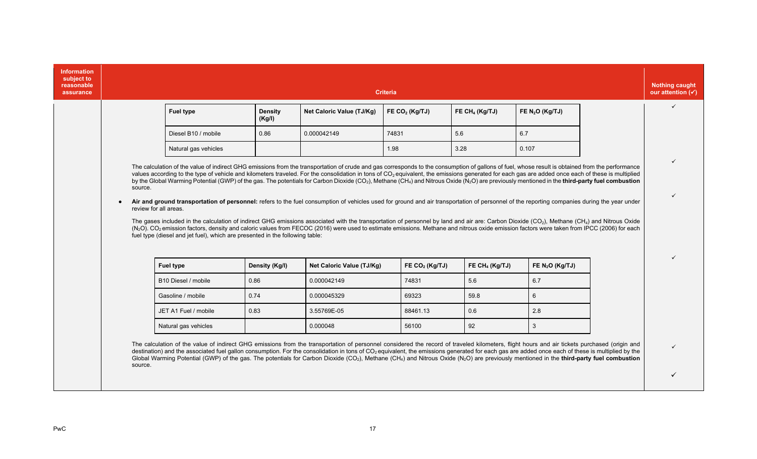| Information subject to reasonable assurance | Criteria | Nothing caught our attention (✓) |
|---|---|---|

| Fuel type | Density (Kg/l) | Net Caloric Value (TJ/Kg) | FE $CO_2$ (Kg/TJ) | FE $CH_4$ (Kg/TJ) | FE $N_2O$ (Kg/TJ) |
|---|---|---|---|---|---|
| Diesel B10 / mobile | 0.86 | 0.000042149 | 74831 | 5.6 | 6.7 |
| Natural gas vehicles | | | 1.98 | 3.28 | 0.107 |

✓

The calculation of the value of indirect GHG emissions from the transportation of crude and gas corresponds to the consumption of gallons of fuel, whose result is obtained from the performance values according to the type of vehicle and kilometers traveled. For the consolidation in tons of $CO_2$ equivalent, the emissions generated for each gas are added once each of these is multiplied by the Global Warming Potential (GWP) of the gas. The potentials for Carbon Dioxide ($CO_2$), Methane ($CH_4$) and Nitrous Oxide ($N_2O$) are previously mentioned in the **third-party fuel combustion** source.

✓

- **Air and ground transportation of personnel:** refers to the fuel consumption of vehicles used for ground and air transportation of personnel of the reporting companies during the year under review for all areas.

✓

The gases included in the calculation of indirect GHG emissions associated with the transportation of personnel by land and air are: Carbon Dioxide ($CO_2$), Methane ($CH_4$) and Nitrous Oxide ($N_2O$). $CO_2$ emission factors, density and caloric values from FECOC (2016) were used to estimate emissions. Methane and nitrous oxide emission factors were taken from IPCC (2006) for each fuel type (diesel and jet fuel), which are presented in the following table:

✓

| Fuel type | Density (Kg/l) | Net Caloric Value (TJ/Kg) | FE $CO_2$ (Kg/TJ) | FE $CH_4$ (Kg/TJ) | FE $N_2O$ (Kg/TJ) |
|---|---|---|---|---|---|
| B10 Diesel / mobile | 0.86 | 0.000042149 | 74831 | 5.6 | 6.7 |
| Gasoline / mobile | 0.74 | 0.000045329 | 69323 | 59.8 | 6 |
| JET A1 Fuel / mobile | 0.83 | 3.55769E-05 | 88461.13 | 0.6 | 2.8 |
| Natural gas vehicles | | 0.000048 | 56100 | 92 | 3 |

✓

The calculation of the value of indirect GHG emissions from the transportation of personnel considered the record of traveled kilometers, flight hours and air tickets purchased (origin and destination) and the associated fuel gallon consumption. For the consolidation in tons of $CO_2$ equivalent, the emissions generated for each gas are added once each of these is multiplied by the Global Warming Potential (GWP) of the gas. The potentials for Carbon Dioxide ($CO_2$), Methane ($CH_4$) and Nitrous Oxide ($N_2O$) are previously mentioned in the **third-party fuel combustion** source.

✓

✓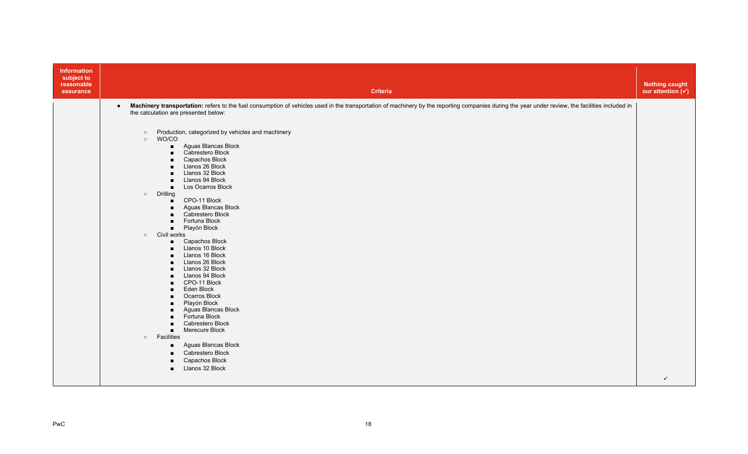| Information subject to reasonable assurance | Criteria | Nothing caught our attention (✓) |
| --- | --- | --- |
| | • **Machinery transportation:** refers to the fuel consumption of vehicles used in the transportation of machinery by the reporting companies during the year under review, the facilities included in the calculation are presented below:<br><br>○ Production, categorized by vehicles and machinery<br>○ WO/CO<br>  ■ Aguas Blancas Block<br>  ■ Cabrestero Block<br>  ■ Capachos Block<br>  ■ Llanos 26 Block<br>  ■ Llanos 32 Block<br>  ■ Llanos 94 Block<br>  ■ Los Ocarros Block<br>○ Drilling<br>  ■ CPO-11 Block<br>  ■ Aguas Blancas Block<br>  ■ Cabrestero Block<br>  ■ Fortuna Block<br>  ■ Playón Block<br>○ Civil works<br>  ■ Capachos Block<br>  ■ Llanos 10 Block<br>  ■ Llanos 16 Block<br>  ■ Llanos 26 Block<br>  ■ Llanos 32 Block<br>  ■ Llanos 94 Block<br>  ■ CPO-11 Block<br>  ■ Eden Block<br>  ■ Ocarros Block<br>  ■ Playón Block<br>  ■ Aguas Blancas Block<br>  ■ Fortuna Block<br>  ■ Cabrestero Block<br>  ■ Merecure Block<br>○ Facilities<br>  ■ Aguas Blancas Block<br>  ■ Cabrestero Block<br>  ■ Capachos Block<br>  ■ Llanos 32 Block | ✓ |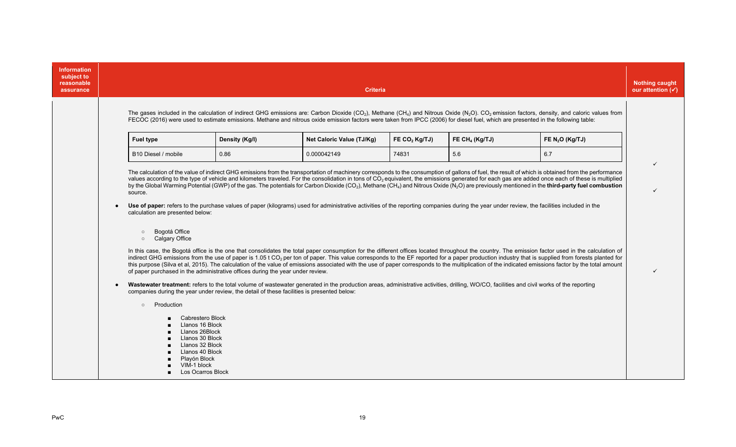| Information subject to reasonable assurance | Criteria | Nothing caught our attention (✓) |
|---|---|---|
| | The gases included in the calculation of indirect GHG emissions are: Carbon Dioxide ($CO_2$), Methane ($CH_4$) and Nitrous Oxide ($N_2O$). $CO_2$ emission factors, density, and caloric values from FECOC (2016) were used to estimate emissions. Methane and nitrous oxide emission factors were taken from IPCC (2006) for diesel fuel, which are presented in the following table: | |

| Fuel type | Density (Kg/l) | Net Caloric Value (TJ/Kg) | FE $CO_2$ Kg/TJ) | FE $CH_4$ (Kg/TJ) | FE $N_2O$ (Kg/TJ) |
|---|---|---|---|---|---|
| B10 Diesel / mobile | 0.86 | 0.000042149 | 74831 | 5.6 | 6.7 |

✓

The calculation of the value of indirect GHG emissions from the transportation of machinery corresponds to the consumption of gallons of fuel, the result of which is obtained from the performance values according to the type of vehicle and kilometers traveled. For the consolidation in tons of $CO_2$ equivalent, the emissions generated for each gas are added once each of these is multiplied by the Global Warming Potential (GWP) of the gas. The potentials for Carbon Dioxide ($CO_2$), Methane ($CH_4$) and Nitrous Oxide ($N_2O$) are previously mentioned in the **third-party fuel combustion** source.

✓

- **Use of paper:** refers to the purchase values of paper (kilograms) used for administrative activities of the reporting companies during the year under review, the facilities included in the calculation are presented below:
  - Bogotá Office
  - Calgary Office

  In this case, the Bogotá office is the one that consolidates the total paper consumption for the different offices located throughout the country. The emission factor used in the calculation of indirect GHG emissions from the use of paper is 1.05 t $CO_2$ per ton of paper. This value corresponds to the EF reported for a paper production industry that is supplied from forests planted for this purpose (Silva et al, 2015). The calculation of the value of emissions associated with the use of paper corresponds to the multiplication of the indicated emissions factor by the total amount of paper purchased in the administrative offices during the year under review.

✓

- **Wastewater treatment:** refers to the total volume of wastewater generated in the production areas, administrative activities, drilling, WO/CO, facilities and civil works of the reporting companies during the year under review, the detail of these facilities is presented below:
  - Production
    - Cabrestero Block
    - Llanos 16 Block
    - Llanos 26Block
    - Llanos 30 Block
    - Llanos 32 Block
    - Llanos 40 Block
    - Playón Block
    - VIM-1 block
    - Los Ocarros Block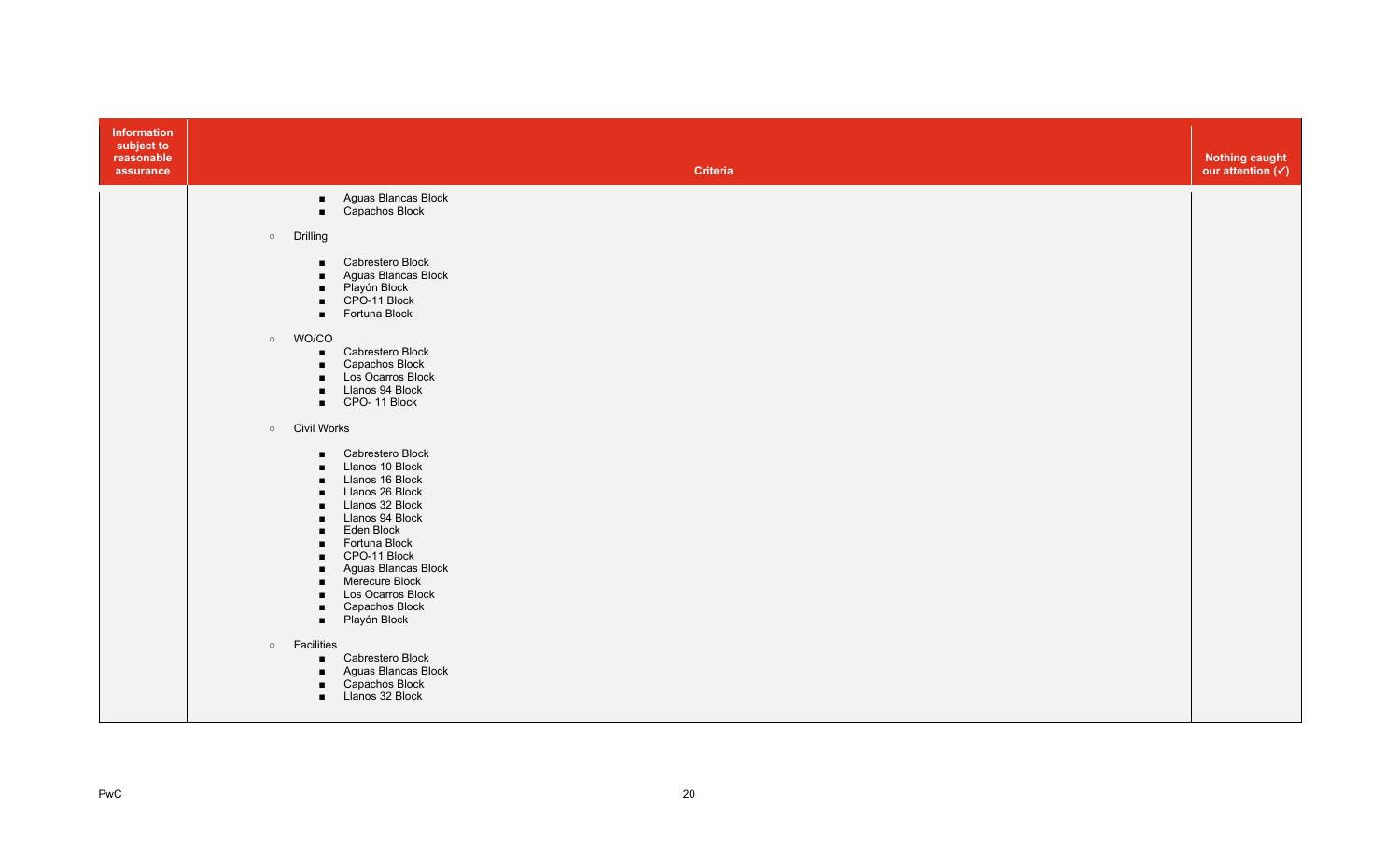| Information subject to reasonable assurance | Criteria | Nothing caught our attention (✓) |
|---|---|---|
| | ■ Aguas Blancas Block<br>■ Capachos Block<br><br>○ Drilling<br>■ Cabrestero Block<br>■ Aguas Blancas Block<br>■ Playón Block<br>■ CPO-11 Block<br>■ Fortuna Block<br><br>○ WO/CO<br>■ Cabrestero Block<br>■ Capachos Block<br>■ Los Ocarros Block<br>■ Llanos 94 Block<br>■ CPO- 11 Block<br><br>○ Civil Works<br>■ Cabrestero Block<br>■ Llanos 10 Block<br>■ Llanos 16 Block<br>■ Llanos 26 Block<br>■ Llanos 32 Block<br>■ Llanos 94 Block<br>■ Eden Block<br>■ Fortuna Block<br>■ CPO-11 Block<br>■ Aguas Blancas Block<br>■ Merecure Block<br>■ Los Ocarros Block<br>■ Capachos Block<br>■ Playón Block<br><br>○ Facilities<br>■ Cabrestero Block<br>■ Aguas Blancas Block<br>■ Capachos Block<br>■ Llanos 32 Block | |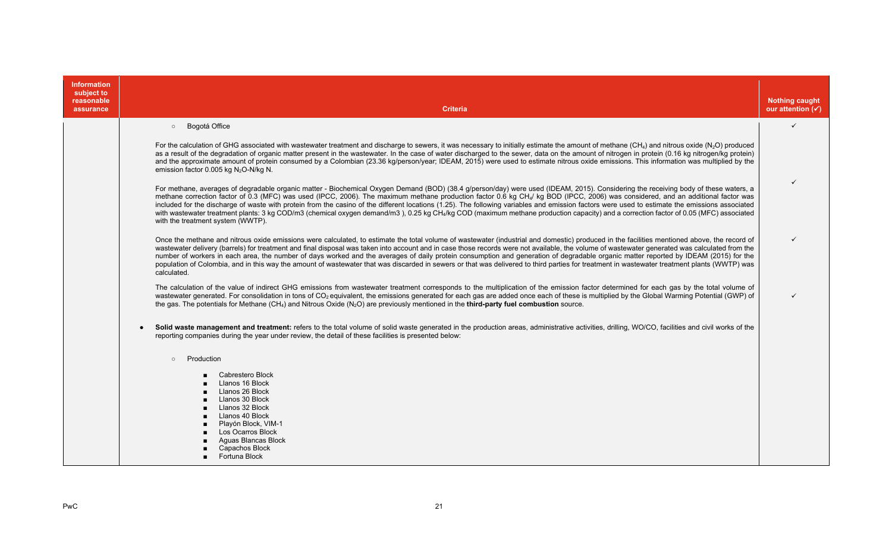| Information subject to reasonable assurance | Criteria | Nothing caught our attention (✓) |
|---|---|---|
| | ◦ Bogotá Office | ✓ |
| | For the calculation of GHG associated with wastewater treatment and discharge to sewers, it was necessary to initially estimate the amount of methane ($CH_4$) and nitrous oxide ($N_2O$) produced as a result of the degradation of organic matter present in the wastewater. In the case of water discharged to the sewer, data on the amount of nitrogen in protein (0.16 kg nitrogen/kg protein) and the approximate amount of protein consumed by a Colombian (23.36 kg/person/year; IDEAM, 2015) were used to estimate nitrous oxide emissions. This information was multiplied by the emission factor 0.005 kg $N_2O$-N/kg N. | ✓ |
| | For methane, averages of degradable organic matter - Biochemical Oxygen Demand (BOD) (38.4 g/person/day) were used (IDEAM, 2015). Considering the receiving body of these waters, a methane correction factor of 0.3 (MFC) was used (IPCC, 2006). The maximum methane production factor 0.6 kg $CH_4$/ kg BOD (IPCC, 2006) was considered, and an additional factor was included for the discharge of waste with protein from the casino of the different locations (1.25). The following variables and emission factors were used to estimate the emissions associated with wastewater treatment plants: 3 kg COD/m3 (chemical oxygen demand/m3 ), 0.25 kg $CH_4$/kg COD (maximum methane production capacity) and a correction factor of 0.05 (MFC) associated with the treatment system (WWTP). | ✓ |
| | Once the methane and nitrous oxide emissions were calculated, to estimate the total volume of wastewater (industrial and domestic) produced in the facilities mentioned above, the record of wastewater delivery (barrels) for treatment and final disposal was taken into account and in case those records were not available, the volume of wastewater generated was calculated from the number of workers in each area, the number of days worked and the averages of daily protein consumption and generation of degradable organic matter reported by IDEAM (2015) for the population of Colombia, and in this way the amount of wastewater that was discarded in sewers or that was delivered to third parties for treatment in wastewater treatment plants (WWTP) was calculated. | ✓ |
| | The calculation of the value of indirect GHG emissions from wastewater treatment corresponds to the multiplication of the emission factor determined for each gas by the total volume of wastewater generated. For consolidation in tons of $CO_2$ equivalent, the emissions generated for each gas are added once each of these is multiplied by the Global Warming Potential (GWP) of the gas. The potentials for Methane ($CH_4$) and Nitrous Oxide ($N_2O$) are previously mentioned in the **third-party fuel combustion** source. | ✓ |
| | • **Solid waste management and treatment:** refers to the total volume of solid waste generated in the production areas, administrative activities, drilling, WO/CO, facilities and civil works of the reporting companies during the year under review, the detail of these facilities is presented below:<br><br>◦ Production<br><br>▪ Cabrestero Block<br>▪ Llanos 16 Block<br>▪ Llanos 26 Block<br>▪ Llanos 30 Block<br>▪ Llanos 32 Block<br>▪ Llanos 40 Block<br>▪ Playón Block, VIM-1<br>▪ Los Ocarros Block<br>▪ Aguas Blancas Block<br>▪ Capachos Block<br>▪ Fortuna Block | |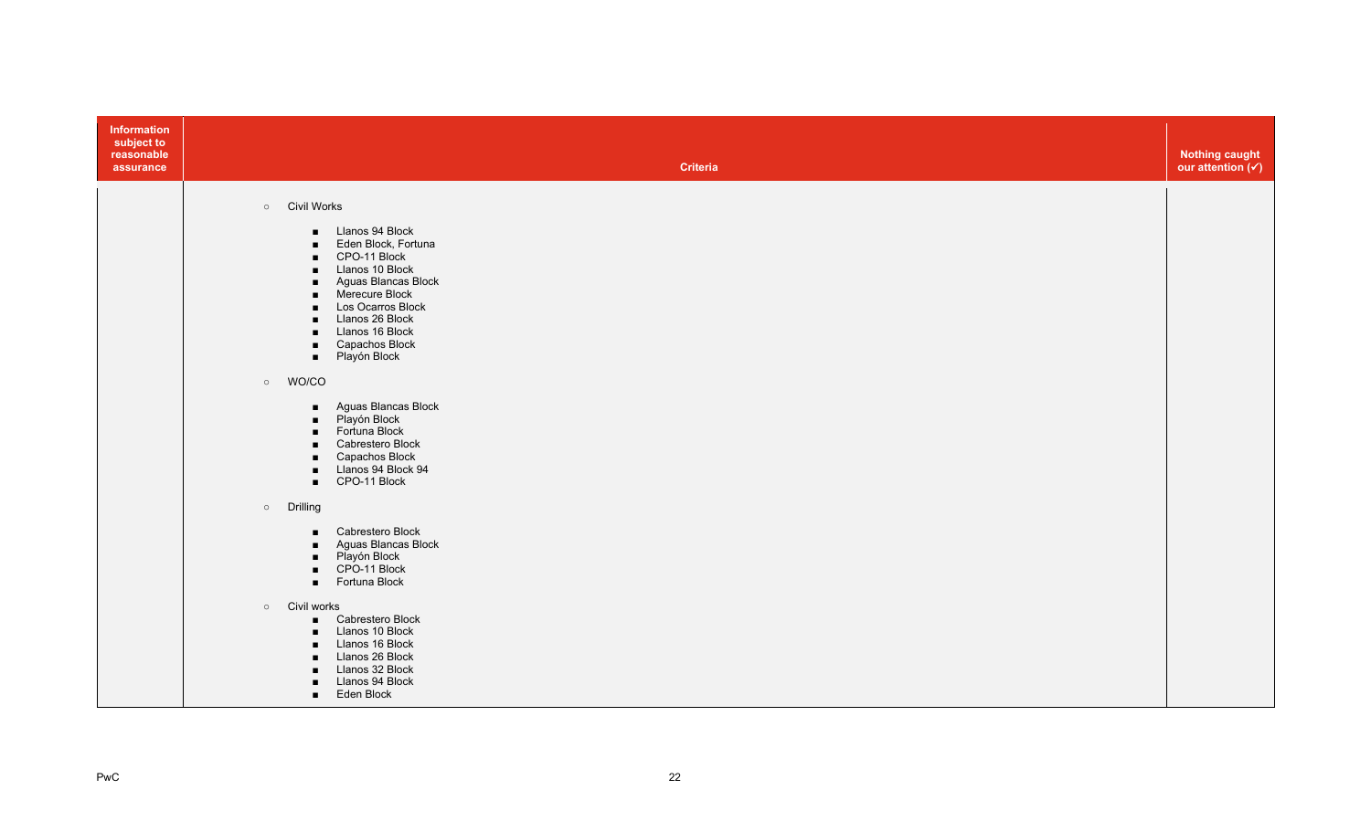| Information subject to reasonable assurance | Criteria | Nothing caught our attention (✓) |
|---|---|---|
| | ○ Civil Works<br><br>■ Llanos 94 Block<br>■ Eden Block, Fortuna<br>■ CPO-11 Block<br>■ Llanos 10 Block<br>■ Aguas Blancas Block<br>■ Merecure Block<br>■ Los Ocarros Block<br>■ Llanos 26 Block<br>■ Llanos 16 Block<br>■ Capachos Block<br>■ Playón Block<br><br>○ WO/CO<br><br>■ Aguas Blancas Block<br>■ Playón Block<br>■ Fortuna Block<br>■ Cabrestero Block<br>■ Capachos Block<br>■ Llanos 94 Block 94<br>■ CPO-11 Block<br><br>○ Drilling<br><br>■ Cabrestero Block<br>■ Aguas Blancas Block<br>■ Playón Block<br>■ CPO-11 Block<br>■ Fortuna Block<br><br>○ Civil works<br>■ Cabrestero Block<br>■ Llanos 10 Block<br>■ Llanos 16 Block<br>■ Llanos 26 Block<br>■ Llanos 32 Block<br>■ Llanos 94 Block<br>■ Eden Block | |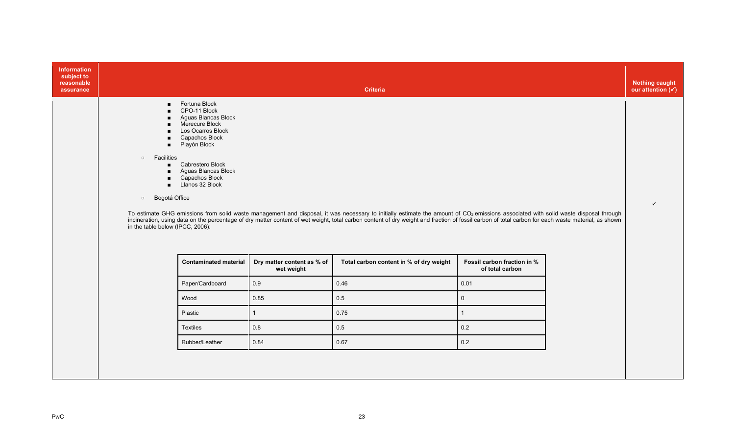| Information subject to reasonable assurance | Criteria | Nothing caught our attention (✓) |
|---|---|---|
| | ■ Fortuna Block<br>■ CPO-11 Block<br>■ Aguas Blancas Block<br>■ Merecure Block<br>■ Los Ocarros Block<br>■ Capachos Block<br>■ Playón Block<br><br>○ Facilities<br>■ Cabrestero Block<br>■ Aguas Blancas Block<br>■ Capachos Block<br>■ Llanos 32 Block<br><br>○ Bogotá Office<br><br>To estimate GHG emissions from solid waste management and disposal, it was necessary to initially estimate the amount of $CO_2$ emissions associated with solid waste disposal through incineration, using data on the percentage of dry matter content of wet weight, total carbon content of dry weight and fraction of fossil carbon of total carbon for each waste material, as shown in the table below (IPCC, 2006): | ✓ |

| Contaminated material | Dry matter content as % of wet weight | Total carbon content in % of dry weight | Fossil carbon fraction in % of total carbon |
|---|---|---|---|
| Paper/Cardboard | 0.9 | 0.46 | 0.01 |
| Wood | 0.85 | 0.5 | 0 |
| Plastic | 1 | 0.75 | 1 |
| Textiles | 0.8 | 0.5 | 0.2 |
| Rubber/Leather | 0.84 | 0.67 | 0.2 |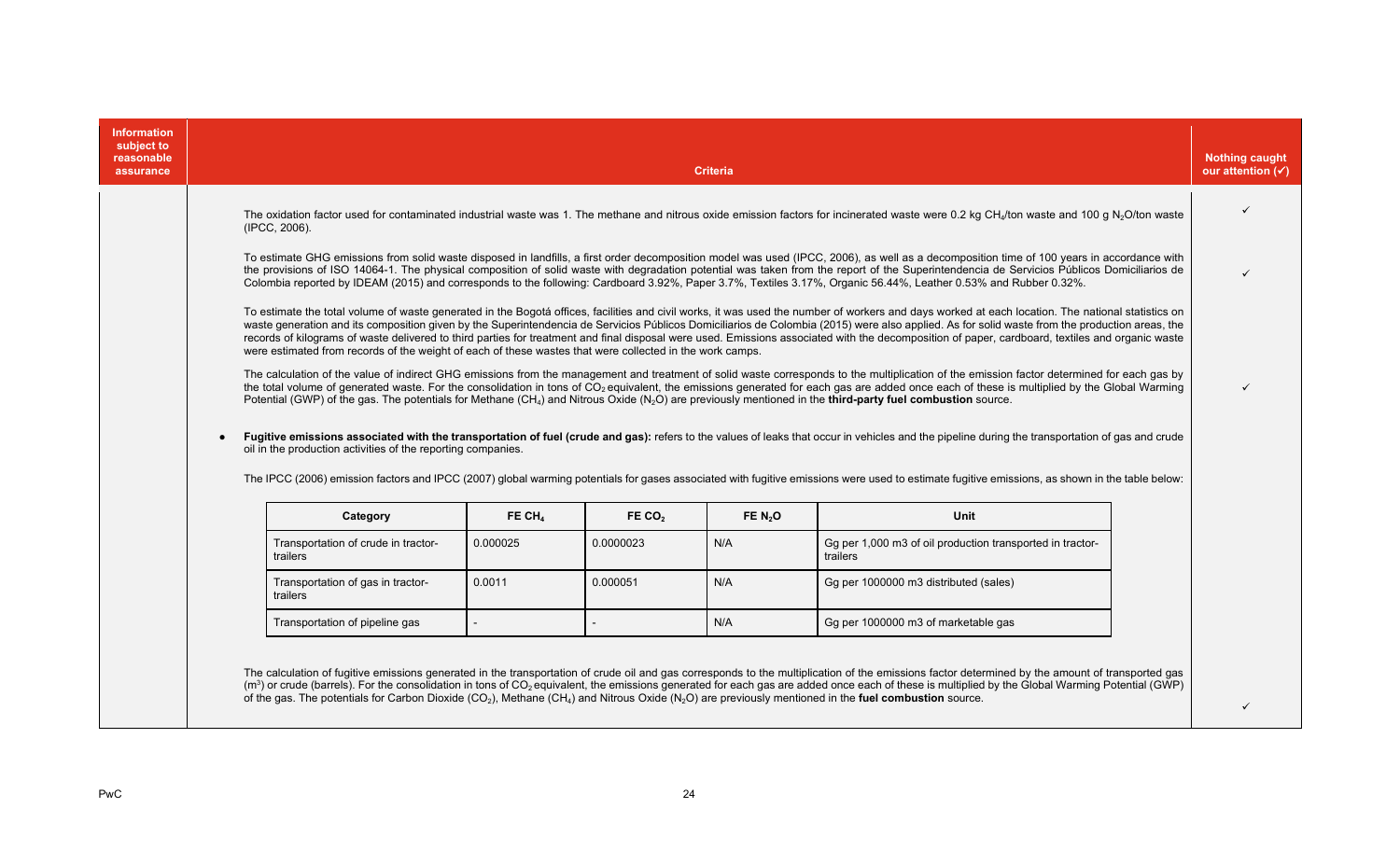| Information subject to reasonable assurance | Criteria | Nothing caught our attention (✓) |
|---|---|---|
| | The oxidation factor used for contaminated industrial waste was 1. The methane and nitrous oxide emission factors for incinerated waste were 0.2 kg $CH_4$/ton waste and 100 g $N_2O$/ton waste (IPCC, 2006). | ✓ |
| | To estimate GHG emissions from solid waste disposed in landfills, a first order decomposition model was used (IPCC, 2006), as well as a decomposition time of 100 years in accordance with the provisions of ISO 14064-1. The physical composition of solid waste with degradation potential was taken from the report of the Superintendencia de Servicios Públicos Domiciliarios de Colombia reported by IDEAM (2015) and corresponds to the following: Cardboard 3.92%, Paper 3.7%, Textiles 3.17%, Organic 56.44%, Leather 0.53% and Rubber 0.32%. | ✓ |
| | To estimate the total volume of waste generated in the Bogotá offices, facilities and civil works, it was used the number of workers and days worked at each location. The national statistics on waste generation and its composition given by the Superintendencia de Servicios Públicos Domiciliarios de Colombia (2015) were also applied. As for solid waste from the production areas, the records of kilograms of waste delivered to third parties for treatment and final disposal were used. Emissions associated with the decomposition of paper, cardboard, textiles and organic waste were estimated from records of the weight of each of these wastes that were collected in the work camps. | |
| | The calculation of the value of indirect GHG emissions from the management and treatment of solid waste corresponds to the multiplication of the emission factor determined for each gas by the total volume of generated waste. For the consolidation in tons of $CO_2$ equivalent, the emissions generated for each gas are added once each of these is multiplied by the Global Warming Potential (GWP) of the gas. The potentials for Methane ($CH_4$) and Nitrous Oxide ($N_2O$) are previously mentioned in the **third-party fuel combustion** source. | ✓ |
| | • **Fugitive emissions associated with the transportation of fuel (crude and gas):** refers to the values of leaks that occur in vehicles and the pipeline during the transportation of gas and crude oil in the production activities of the reporting companies. | |
| | The IPCC (2006) emission factors and IPCC (2007) global warming potentials for gases associated with fugitive emissions were used to estimate fugitive emissions, as shown in the table below: | |

| Category | FE $CH_4$ | FE $CO_2$ | FE $N_2O$ | Unit |
|---|---|---|---|---|
| Transportation of crude in tractor-trailers | 0.000025 | 0.0000023 | N/A | Gg per 1,000 m3 of oil production transported in tractor-trailers |
| Transportation of gas in tractor-trailers | 0.0011 | 0.000051 | N/A | Gg per 1000000 m3 distributed (sales) |
| Transportation of pipeline gas | - | - | N/A | Gg per 1000000 m3 of marketable gas |

| Information subject to reasonable assurance | Criteria | Nothing caught our attention (✓) |
|---|---|---|
| | The calculation of fugitive emissions generated in the transportation of crude oil and gas corresponds to the multiplication of the emissions factor determined by the amount of transported gas ($m^3$) or crude (barrels). For the consolidation in tons of $CO_2$ equivalent, the emissions generated for each gas are added once each of these is multiplied by the Global Warming Potential (GWP) of the gas. The potentials for Carbon Dioxide ($CO_2$), Methane ($CH_4$) and Nitrous Oxide ($N_2O$) are previously mentioned in the **fuel combustion** source. | ✓ |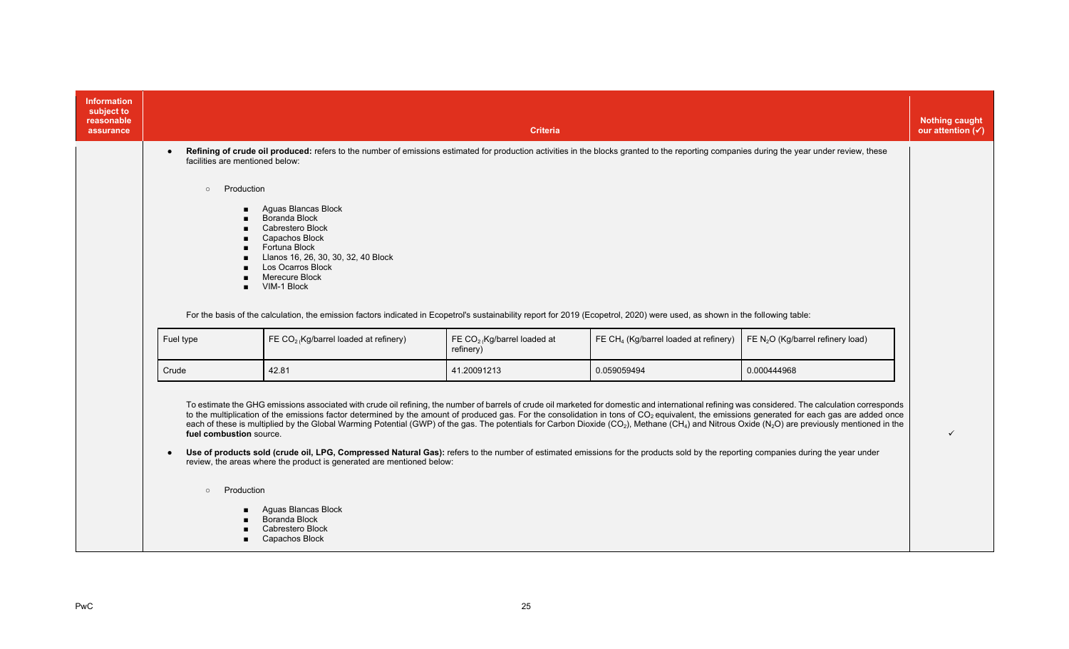| Information subject to reasonable assurance | Criteria | Nothing caught our attention (✓) |
|---|---|---|
| | (see below) | ✓ |

- **Refining of crude oil produced:** refers to the number of emissions estimated for production activities in the blocks granted to the reporting companies during the year under review, these facilities are mentioned below:

  - Production

    - Aguas Blancas Block
    - Boranda Block
    - Cabrestero Block
    - Capachos Block
    - Fortuna Block
    - Llanos 16, 26, 30, 30, 32, 40 Block
    - Los Ocarros Block
    - Merecure Block
    - VIM-1 Block

  For the basis of the calculation, the emission factors indicated in Ecopetrol's sustainability report for 2019 (Ecopetrol, 2020) were used, as shown in the following table:

| Fuel type | FE $CO_2$ (Kg/barrel loaded at refinery) | FE $CO_2$ (Kg/barrel loaded at refinery) | FE $CH_4$ (Kg/barrel loaded at refinery) | FE $N_2O$ (Kg/barrel refinery load) |
|---|---|---|---|---|
| Crude | 42.81 | 41.20091213 | 0.059059494 | 0.000444968 |

  To estimate the GHG emissions associated with crude oil refining, the number of barrels of crude oil marketed for domestic and international refining was considered. The calculation corresponds to the multiplication of the emissions factor determined by the amount of produced gas. For the consolidation in tons of $CO_2$ equivalent, the emissions generated for each gas are added once each of these is multiplied by the Global Warming Potential (GWP) of the gas. The potentials for Carbon Dioxide ($CO_2$), Methane ($CH_4$) and Nitrous Oxide ($N_2O$) are previously mentioned in the **fuel combustion** source.

- **Use of products sold (crude oil, LPG, Compressed Natural Gas):** refers to the number of estimated emissions for the products sold by the reporting companies during the year under review, the areas where the product is generated are mentioned below:

  - Production

    - Aguas Blancas Block
    - Boranda Block
    - Cabrestero Block
    - Capachos Block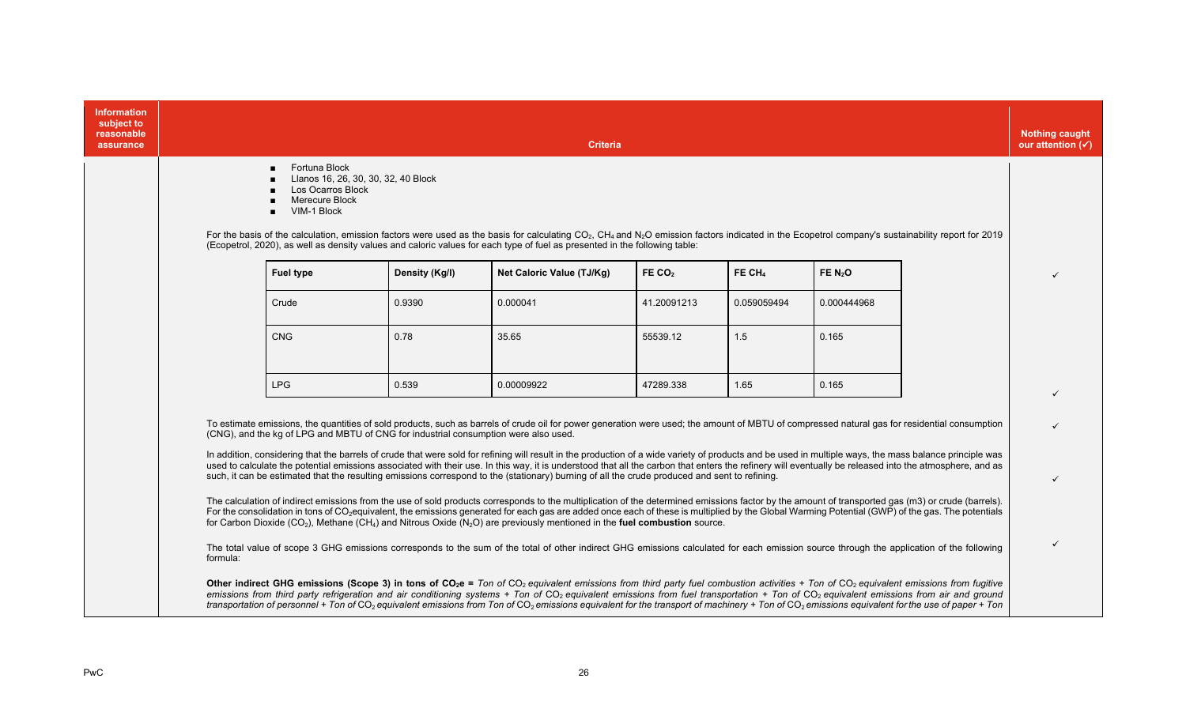| Information subject to reasonable assurance | Criteria | Nothing caught our attention (✓) |
|---|---|---|
| | ■ Fortuna Block<br>■ Llanos 16, 26, 30, 30, 32, 40 Block<br>■ Los Ocarros Block<br>■ Merecure Block<br>■ VIM-1 Block<br><br>For the basis of the calculation, emission factors were used as the basis for calculating $CO_2$, $CH_4$ and $N_2O$ emission factors indicated in the Ecopetrol company's sustainability report for 2019 (Ecopetrol, 2020), as well as density values and caloric values for each type of fuel as presented in the following table: | ✓ |

| Fuel type | Density (Kg/l) | Net Caloric Value (TJ/Kg) | FE $CO_2$ | FE $CH_4$ | FE $N_2O$ |
|---|---|---|---|---|---|
| Crude | 0.9390 | 0.000041 | 41.20091213 | 0.059059494 | 0.000444968 |
| CNG | 0.78 | 35.65 | 55539.12 | 1.5 | 0.165 |
| LPG | 0.539 | 0.00009922 | 47289.338 | 1.65 | 0.165 |

✓

To estimate emissions, the quantities of sold products, such as barrels of crude oil for power generation were used; the amount of MBTU of compressed natural gas for residential consumption (CNG), and the kg of LPG and MBTU of CNG for industrial consumption were also used. ✓

In addition, considering that the barrels of crude that were sold for refining will result in the production of a wide variety of products and be used in multiple ways, the mass balance principle was used to calculate the potential emissions associated with their use. In this way, it is understood that all the carbon that enters the refinery will eventually be released into the atmosphere, and as such, it can be estimated that the resulting emissions correspond to the (stationary) burning of all the crude produced and sent to refining. ✓

The calculation of indirect emissions from the use of sold products corresponds to the multiplication of the determined emissions factor by the amount of transported gas (m3) or crude (barrels). For the consolidation in tons of $CO_2$equivalent, the emissions generated for each gas are added once each of these is multiplied by the Global Warming Potential (GWP) of the gas. The potentials for Carbon Dioxide ($CO_2$), Methane ($CH_4$) and Nitrous Oxide ($N_2O$) are previously mentioned in the **fuel combustion** source. ✓

The total value of scope 3 GHG emissions corresponds to the sum of the total of other indirect GHG emissions calculated for each emission source through the application of the following formula:

**Other indirect GHG emissions (Scope 3) in tons of $CO_2e$ =** *Ton of $CO_2$ equivalent emissions from third party fuel combustion activities + Ton of $CO_2$ equivalent emissions from fugitive emissions from third party refrigeration and air conditioning systems + Ton of $CO_2$ equivalent emissions from fuel transportation + Ton of $CO_2$ equivalent emissions from air and ground transportation of personnel + Ton of $CO_2$ equivalent emissions from Ton of $CO_2$ emissions equivalent for the transport of machinery + Ton of $CO_2$ emissions equivalent for the use of paper + Ton*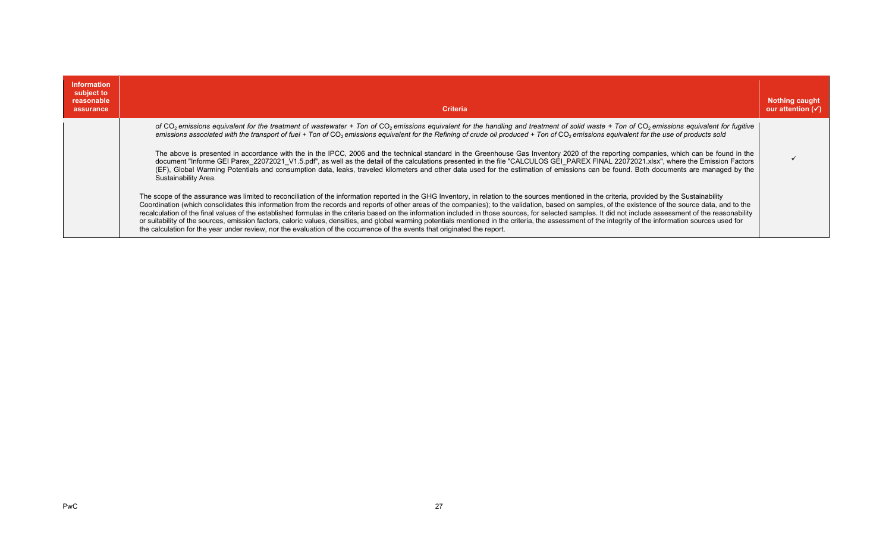| Information subject to reasonable assurance | Criteria | Nothing caught our attention (✓) |
|---|---|---|
| | *of $CO_2$ emissions equivalent for the treatment of wastewater + Ton of $CO_2$ emissions equivalent for the handling and treatment of solid waste + Ton of $CO_2$ emissions equivalent for fugitive emissions associated with the transport of fuel + Ton of $CO_2$ emissions equivalent for the Refining of crude oil produced + Ton of $CO_2$ emissions equivalent for the use of products sold*<br><br>The above is presented in accordance with the in the IPCC, 2006 and the technical standard in the Greenhouse Gas Inventory 2020 of the reporting companies, which can be found in the document "Informe GEI Parex_22072021_V1.5.pdf", as well as the detail of the calculations presented in the file "CALCULOS GEI_PAREX FINAL 22072021.xlsx", where the Emission Factors (EF), Global Warming Potentials and consumption data, leaks, traveled kilometers and other data used for the estimation of emissions can be found. Both documents are managed by the Sustainability Area. | ✓ |
| | The scope of the assurance was limited to reconciliation of the information reported in the GHG Inventory, in relation to the sources mentioned in the criteria, provided by the Sustainability Coordination (which consolidates this information from the records and reports of other areas of the companies); to the validation, based on samples, of the existence of the source data, and to the recalculation of the final values of the established formulas in the criteria based on the information included in those sources, for selected samples. It did not include assessment of the reasonability or suitability of the sources, emission factors, caloric values, densities, and global warming potentials mentioned in the criteria, the assessment of the integrity of the information sources used for the calculation for the year under review, nor the evaluation of the occurrence of the events that originated the report. | |